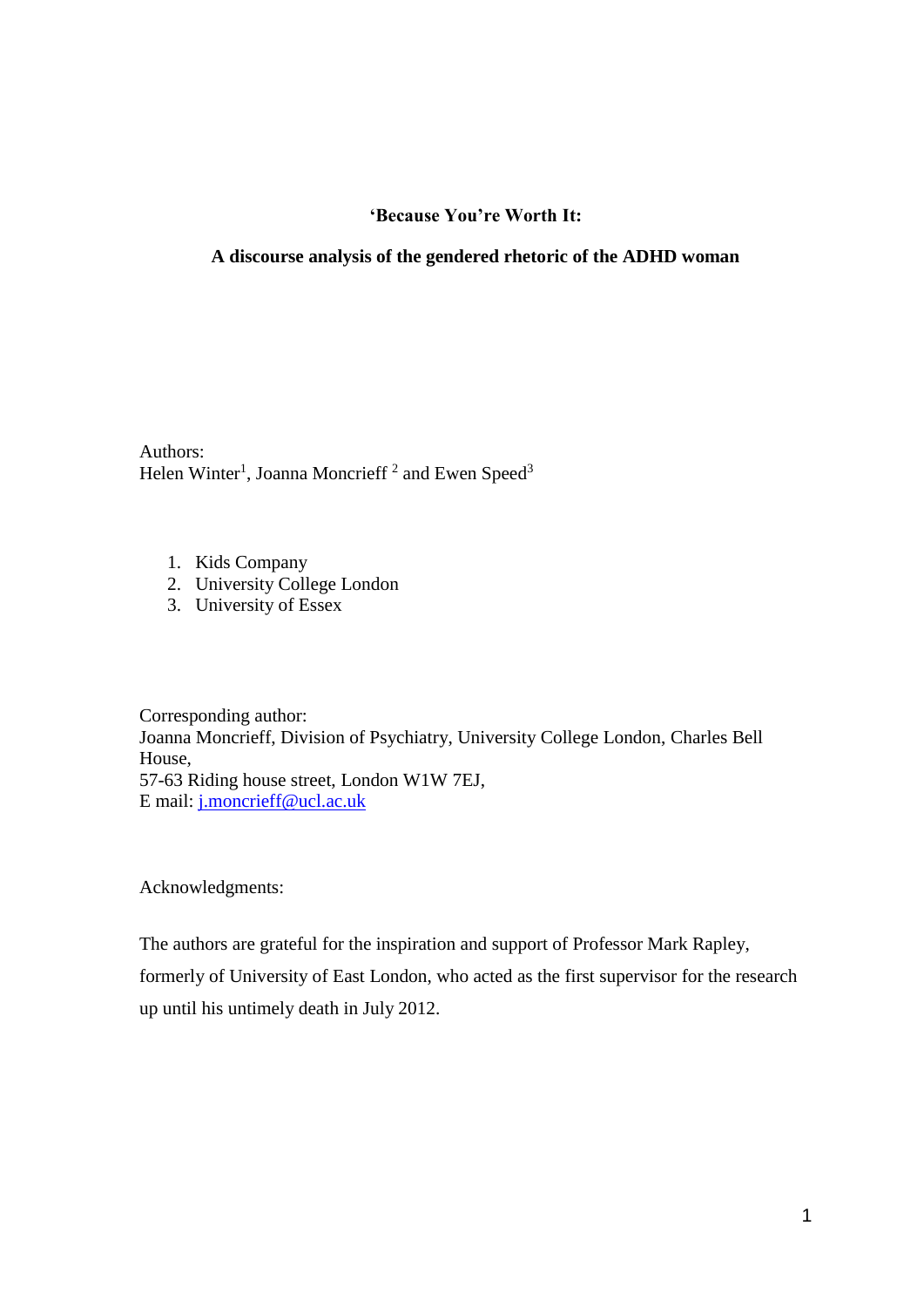**'Because You're Worth It:**

**A discourse analysis of the gendered rhetoric of the ADHD woman**

Authors:
Helen Winter[1], Joanna Moncrieff [2] and Ewen Speed[3]

1. Kids Company
2. University College London
3. University of Essex

Corresponding author:
Joanna Moncrieff, Division of Psychiatry, University College London, Charles Bell House,
57-63 Riding house street, London W1W 7EJ,
E mail: j.moncrieff@ucl.ac.uk

Acknowledgments:

The authors are grateful for the inspiration and support of Professor Mark Rapley, formerly of University of East London, who acted as the first supervisor for the research up until his untimely death in July 2012.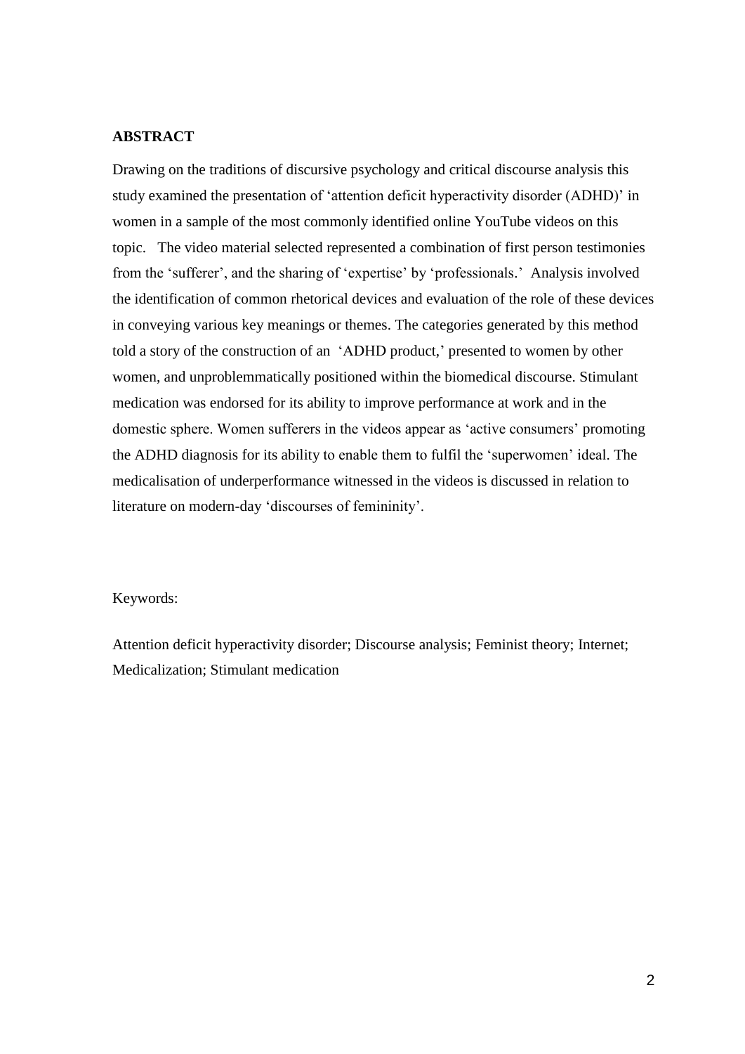## ABSTRACT

Drawing on the traditions of discursive psychology and critical discourse analysis this study examined the presentation of 'attention deficit hyperactivity disorder (ADHD)' in women in a sample of the most commonly identified online YouTube videos on this topic. The video material selected represented a combination of first person testimonies from the 'sufferer', and the sharing of 'expertise' by 'professionals.' Analysis involved the identification of common rhetorical devices and evaluation of the role of these devices in conveying various key meanings or themes. The categories generated by this method told a story of the construction of an 'ADHD product,' presented to women by other women, and unproblemmatically positioned within the biomedical discourse. Stimulant medication was endorsed for its ability to improve performance at work and in the domestic sphere. Women sufferers in the videos appear as 'active consumers' promoting the ADHD diagnosis for its ability to enable them to fulfil the 'superwomen' ideal. The medicalisation of underperformance witnessed in the videos is discussed in relation to literature on modern-day 'discourses of femininity'.

Keywords:

Attention deficit hyperactivity disorder; Discourse analysis; Feminist theory; Internet; Medicalization; Stimulant medication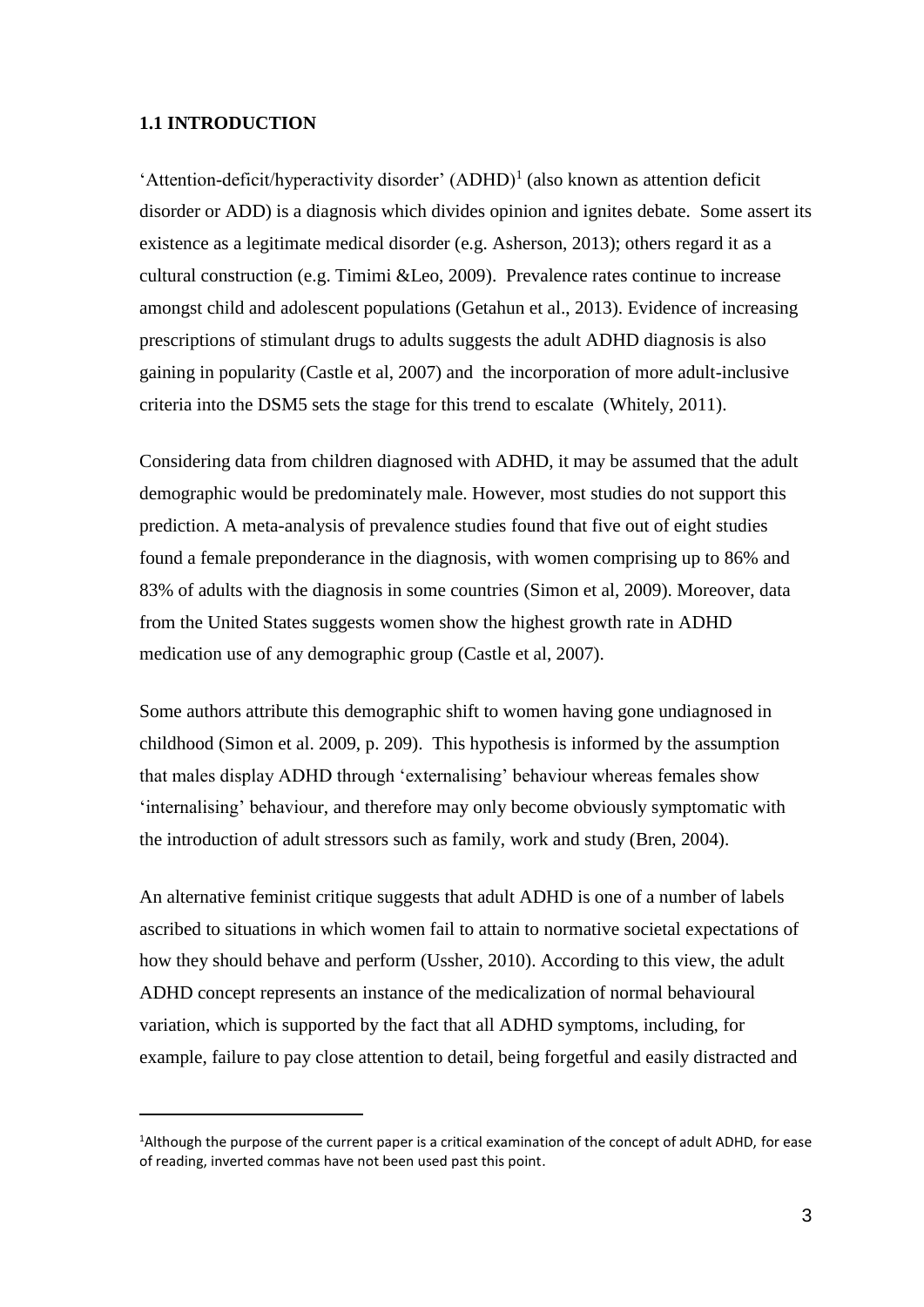### 1.1 INTRODUCTION

'Attention-deficit/hyperactivity disorder' (ADHD)[1] (also known as attention deficit disorder or ADD) is a diagnosis which divides opinion and ignites debate. Some assert its existence as a legitimate medical disorder (e.g. Asherson, 2013); others regard it as a cultural construction (e.g. Timimi &Leo, 2009). Prevalence rates continue to increase amongst child and adolescent populations (Getahun et al., 2013). Evidence of increasing prescriptions of stimulant drugs to adults suggests the adult ADHD diagnosis is also gaining in popularity (Castle et al, 2007) and the incorporation of more adult-inclusive criteria into the DSM5 sets the stage for this trend to escalate (Whitely, 2011).

Considering data from children diagnosed with ADHD, it may be assumed that the adult demographic would be predominately male. However, most studies do not support this prediction. A meta-analysis of prevalence studies found that five out of eight studies found a female preponderance in the diagnosis, with women comprising up to 86% and 83% of adults with the diagnosis in some countries (Simon et al, 2009). Moreover, data from the United States suggests women show the highest growth rate in ADHD medication use of any demographic group (Castle et al, 2007).

Some authors attribute this demographic shift to women having gone undiagnosed in childhood (Simon et al. 2009, p. 209). This hypothesis is informed by the assumption that males display ADHD through 'externalising' behaviour whereas females show 'internalising' behaviour, and therefore may only become obviously symptomatic with the introduction of adult stressors such as family, work and study (Bren, 2004).

An alternative feminist critique suggests that adult ADHD is one of a number of labels ascribed to situations in which women fail to attain to normative societal expectations of how they should behave and perform (Ussher, 2010). According to this view, the adult ADHD concept represents an instance of the medicalization of normal behavioural variation, which is supported by the fact that all ADHD symptoms, including, for example, failure to pay close attention to detail, being forgetful and easily distracted and

[1]Although the purpose of the current paper is a critical examination of the concept of adult ADHD, for ease of reading, inverted commas have not been used past this point.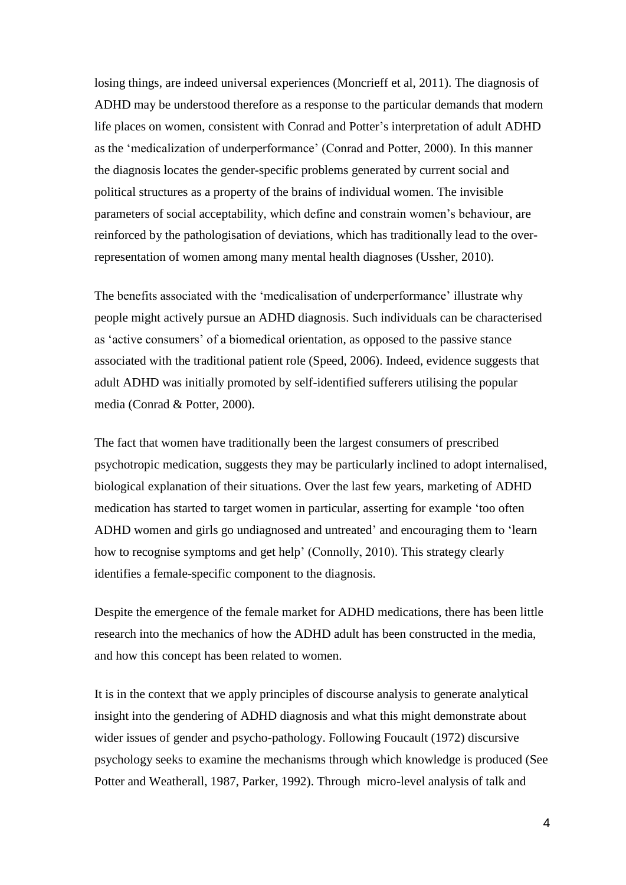losing things, are indeed universal experiences (Moncrieff et al, 2011). The diagnosis of ADHD may be understood therefore as a response to the particular demands that modern life places on women, consistent with Conrad and Potter's interpretation of adult ADHD as the 'medicalization of underperformance' (Conrad and Potter, 2000). In this manner the diagnosis locates the gender-specific problems generated by current social and political structures as a property of the brains of individual women. The invisible parameters of social acceptability, which define and constrain women's behaviour, are reinforced by the pathologisation of deviations, which has traditionally lead to the over-representation of women among many mental health diagnoses (Ussher, 2010).

The benefits associated with the 'medicalisation of underperformance' illustrate why people might actively pursue an ADHD diagnosis. Such individuals can be characterised as 'active consumers' of a biomedical orientation, as opposed to the passive stance associated with the traditional patient role (Speed, 2006). Indeed, evidence suggests that adult ADHD was initially promoted by self-identified sufferers utilising the popular media (Conrad & Potter, 2000).

The fact that women have traditionally been the largest consumers of prescribed psychotropic medication, suggests they may be particularly inclined to adopt internalised, biological explanation of their situations. Over the last few years, marketing of ADHD medication has started to target women in particular, asserting for example 'too often ADHD women and girls go undiagnosed and untreated' and encouraging them to 'learn how to recognise symptoms and get help' (Connolly, 2010). This strategy clearly identifies a female-specific component to the diagnosis.

Despite the emergence of the female market for ADHD medications, there has been little research into the mechanics of how the ADHD adult has been constructed in the media, and how this concept has been related to women.

It is in the context that we apply principles of discourse analysis to generate analytical insight into the gendering of ADHD diagnosis and what this might demonstrate about wider issues of gender and psycho-pathology. Following Foucault (1972) discursive psychology seeks to examine the mechanisms through which knowledge is produced (See Potter and Weatherall, 1987, Parker, 1992). Through micro-level analysis of talk and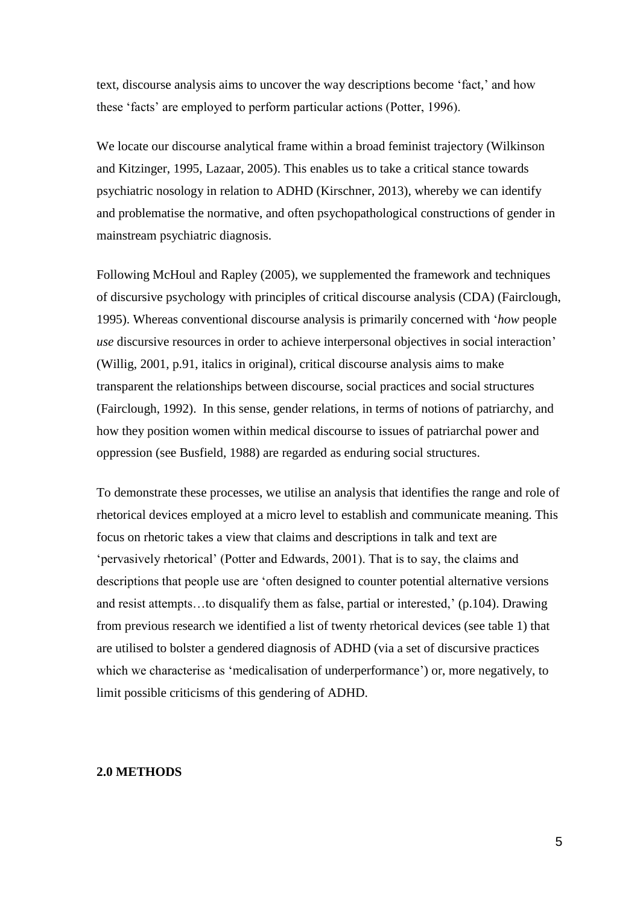text, discourse analysis aims to uncover the way descriptions become 'fact,' and how these 'facts' are employed to perform particular actions (Potter, 1996).

We locate our discourse analytical frame within a broad feminist trajectory (Wilkinson and Kitzinger, 1995, Lazaar, 2005). This enables us to take a critical stance towards psychiatric nosology in relation to ADHD (Kirschner, 2013), whereby we can identify and problematise the normative, and often psychopathological constructions of gender in mainstream psychiatric diagnosis.

Following McHoul and Rapley (2005), we supplemented the framework and techniques of discursive psychology with principles of critical discourse analysis (CDA) (Fairclough, 1995). Whereas conventional discourse analysis is primarily concerned with '*how* people *use* discursive resources in order to achieve interpersonal objectives in social interaction' (Willig, 2001, p.91, italics in original), critical discourse analysis aims to make transparent the relationships between discourse, social practices and social structures (Fairclough, 1992). In this sense, gender relations, in terms of notions of patriarchy, and how they position women within medical discourse to issues of patriarchal power and oppression (see Busfield, 1988) are regarded as enduring social structures.

To demonstrate these processes, we utilise an analysis that identifies the range and role of rhetorical devices employed at a micro level to establish and communicate meaning. This focus on rhetoric takes a view that claims and descriptions in talk and text are 'pervasively rhetorical' (Potter and Edwards, 2001). That is to say, the claims and descriptions that people use are 'often designed to counter potential alternative versions and resist attempts…to disqualify them as false, partial or interested,' (p.104). Drawing from previous research we identified a list of twenty rhetorical devices (see table 1) that are utilised to bolster a gendered diagnosis of ADHD (via a set of discursive practices which we characterise as 'medicalisation of underperformance') or, more negatively, to limit possible criticisms of this gendering of ADHD.

## 2.0 METHODS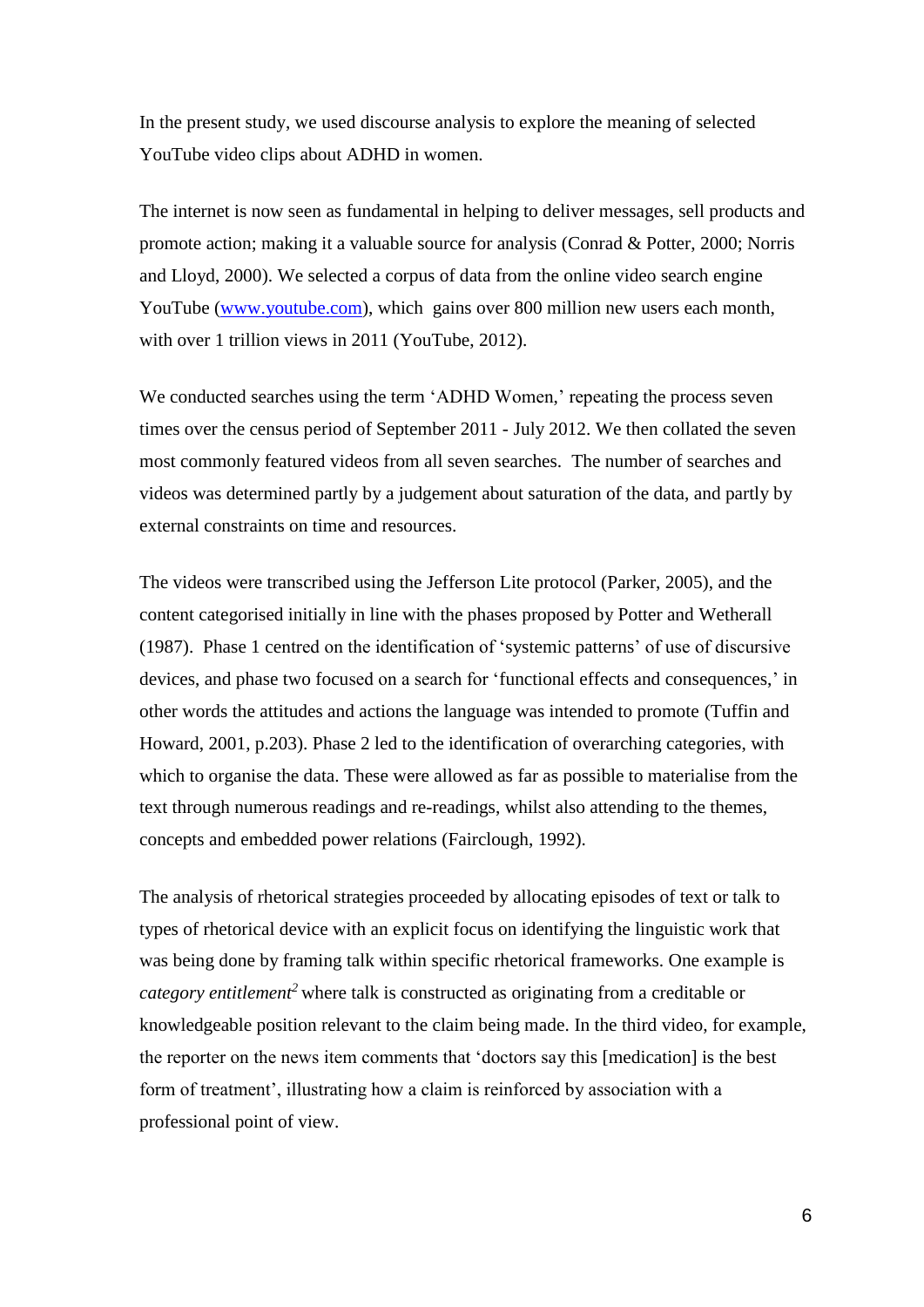In the present study, we used discourse analysis to explore the meaning of selected YouTube video clips about ADHD in women.

The internet is now seen as fundamental in helping to deliver messages, sell products and promote action; making it a valuable source for analysis (Conrad & Potter, 2000; Norris and Lloyd, 2000). We selected a corpus of data from the online video search engine YouTube (www.youtube.com), which gains over 800 million new users each month, with over 1 trillion views in 2011 (YouTube, 2012).

We conducted searches using the term 'ADHD Women,' repeating the process seven times over the census period of September 2011 - July 2012. We then collated the seven most commonly featured videos from all seven searches. The number of searches and videos was determined partly by a judgement about saturation of the data, and partly by external constraints on time and resources.

The videos were transcribed using the Jefferson Lite protocol (Parker, 2005), and the content categorised initially in line with the phases proposed by Potter and Wetherall (1987). Phase 1 centred on the identification of 'systemic patterns' of use of discursive devices, and phase two focused on a search for 'functional effects and consequences,' in other words the attitudes and actions the language was intended to promote (Tuffin and Howard, 2001, p.203). Phase 2 led to the identification of overarching categories, with which to organise the data. These were allowed as far as possible to materialise from the text through numerous readings and re-readings, whilst also attending to the themes, concepts and embedded power relations (Fairclough, 1992).

The analysis of rhetorical strategies proceeded by allocating episodes of text or talk to types of rhetorical device with an explicit focus on identifying the linguistic work that was being done by framing talk within specific rhetorical frameworks. One example is *category entitlement*[2] where talk is constructed as originating from a creditable or knowledgeable position relevant to the claim being made. In the third video, for example, the reporter on the news item comments that 'doctors say this [medication] is the best form of treatment', illustrating how a claim is reinforced by association with a professional point of view.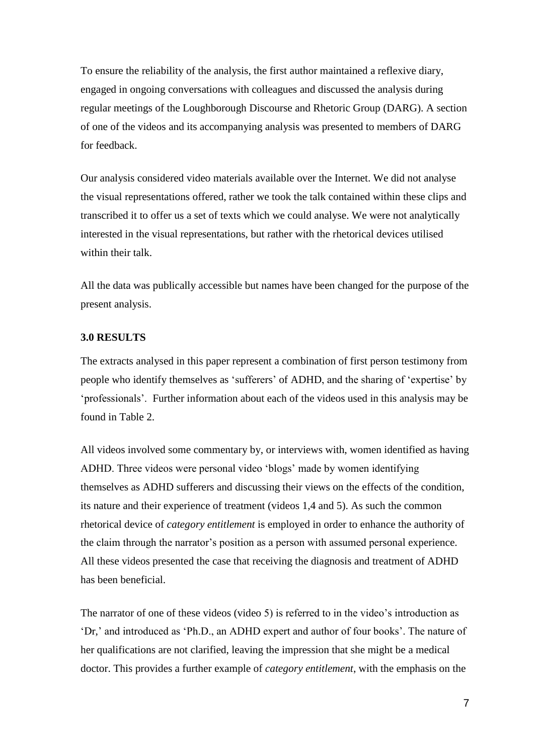To ensure the reliability of the analysis, the first author maintained a reflexive diary, engaged in ongoing conversations with colleagues and discussed the analysis during regular meetings of the Loughborough Discourse and Rhetoric Group (DARG). A section of one of the videos and its accompanying analysis was presented to members of DARG for feedback.

Our analysis considered video materials available over the Internet. We did not analyse the visual representations offered, rather we took the talk contained within these clips and transcribed it to offer us a set of texts which we could analyse. We were not analytically interested in the visual representations, but rather with the rhetorical devices utilised within their talk.

All the data was publically accessible but names have been changed for the purpose of the present analysis.

### 3.0 RESULTS

The extracts analysed in this paper represent a combination of first person testimony from people who identify themselves as 'sufferers' of ADHD, and the sharing of 'expertise' by 'professionals'. Further information about each of the videos used in this analysis may be found in Table 2.

All videos involved some commentary by, or interviews with, women identified as having ADHD. Three videos were personal video 'blogs' made by women identifying themselves as ADHD sufferers and discussing their views on the effects of the condition, its nature and their experience of treatment (videos 1,4 and 5). As such the common rhetorical device of *category entitlement* is employed in order to enhance the authority of the claim through the narrator's position as a person with assumed personal experience. All these videos presented the case that receiving the diagnosis and treatment of ADHD has been beneficial.

The narrator of one of these videos (video 5) is referred to in the video's introduction as 'Dr,' and introduced as 'Ph.D., an ADHD expert and author of four books'. The nature of her qualifications are not clarified, leaving the impression that she might be a medical doctor. This provides a further example of *category entitlement*, with the emphasis on the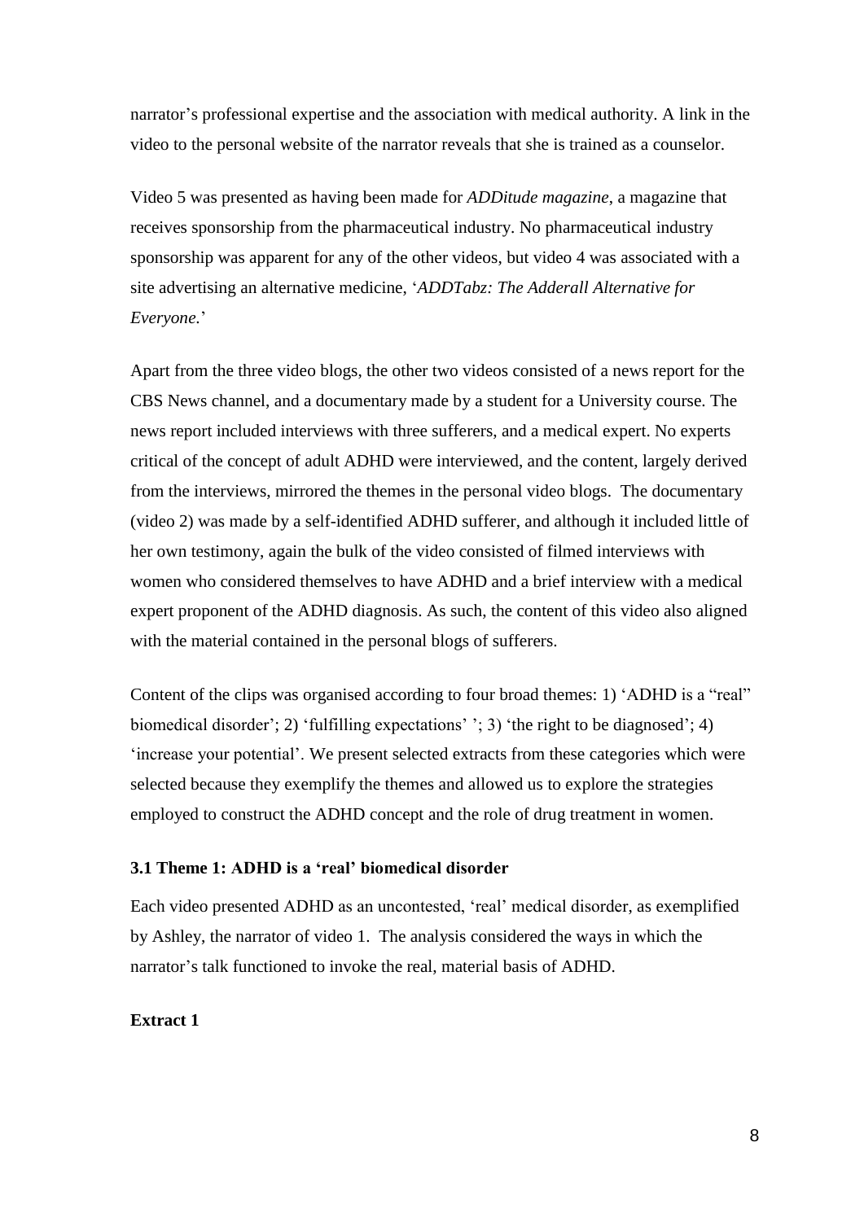narrator's professional expertise and the association with medical authority. A link in the video to the personal website of the narrator reveals that she is trained as a counselor.

Video 5 was presented as having been made for *ADDitude magazine*, a magazine that receives sponsorship from the pharmaceutical industry. No pharmaceutical industry sponsorship was apparent for any of the other videos, but video 4 was associated with a site advertising an alternative medicine, '*ADDTabz: The Adderall Alternative for Everyone.*'

Apart from the three video blogs, the other two videos consisted of a news report for the CBS News channel, and a documentary made by a student for a University course. The news report included interviews with three sufferers, and a medical expert. No experts critical of the concept of adult ADHD were interviewed, and the content, largely derived from the interviews, mirrored the themes in the personal video blogs. The documentary (video 2) was made by a self-identified ADHD sufferer, and although it included little of her own testimony, again the bulk of the video consisted of filmed interviews with women who considered themselves to have ADHD and a brief interview with a medical expert proponent of the ADHD diagnosis. As such, the content of this video also aligned with the material contained in the personal blogs of sufferers.

Content of the clips was organised according to four broad themes: 1) 'ADHD is a "real" biomedical disorder'; 2) 'fulfilling expectations' '; 3) 'the right to be diagnosed'; 4) 'increase your potential'. We present selected extracts from these categories which were selected because they exemplify the themes and allowed us to explore the strategies employed to construct the ADHD concept and the role of drug treatment in women.

### 3.1 Theme 1: ADHD is a 'real' biomedical disorder

Each video presented ADHD as an uncontested, 'real' medical disorder, as exemplified by Ashley, the narrator of video 1. The analysis considered the ways in which the narrator's talk functioned to invoke the real, material basis of ADHD.

**Extract 1**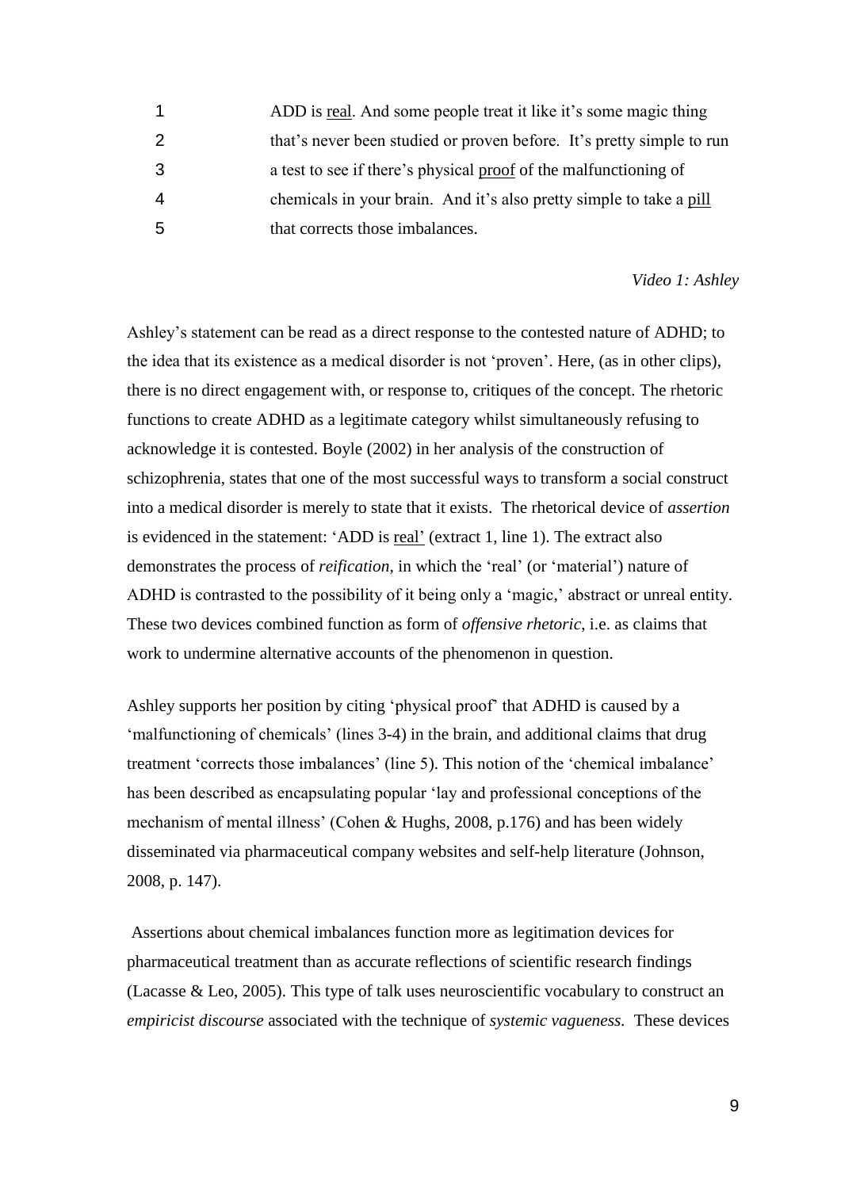1 ADD is <u>real</u>. And some people treat it like it's some magic thing
2 that's never been studied or proven before. It's pretty simple to run
3 a test to see if there's physical <u>proof</u> of the malfunctioning of
4 chemicals in your brain. And it's also pretty simple to take a <u>pill</u>
5 that corrects those imbalances.

*Video 1: Ashley*

Ashley's statement can be read as a direct response to the contested nature of ADHD; to the idea that its existence as a medical disorder is not 'proven'. Here, (as in other clips), there is no direct engagement with, or response to, critiques of the concept. The rhetoric functions to create ADHD as a legitimate category whilst simultaneously refusing to acknowledge it is contested. Boyle (2002) in her analysis of the construction of schizophrenia, states that one of the most successful ways to transform a social construct into a medical disorder is merely to state that it exists. The rhetorical device of *assertion* is evidenced in the statement: 'ADD is <u>real'</u> (extract 1, line 1). The extract also demonstrates the process of *reification,* in which the 'real' (or 'material') nature of ADHD is contrasted to the possibility of it being only a 'magic,' abstract or unreal entity. These two devices combined function as form of *offensive rhetoric*, i.e. as claims that work to undermine alternative accounts of the phenomenon in question.

Ashley supports her position by citing 'physical proof' that ADHD is caused by a 'malfunctioning of chemicals' (lines 3-4) in the brain, and additional claims that drug treatment 'corrects those imbalances' (line 5). This notion of the 'chemical imbalance' has been described as encapsulating popular 'lay and professional conceptions of the mechanism of mental illness' (Cohen & Hughs, 2008, p.176) and has been widely disseminated via pharmaceutical company websites and self-help literature (Johnson, 2008, p. 147).

Assertions about chemical imbalances function more as legitimation devices for pharmaceutical treatment than as accurate reflections of scientific research findings (Lacasse & Leo, 2005). This type of talk uses neuroscientific vocabulary to construct an *empiricist discourse* associated with the technique of *systemic vagueness*. These devices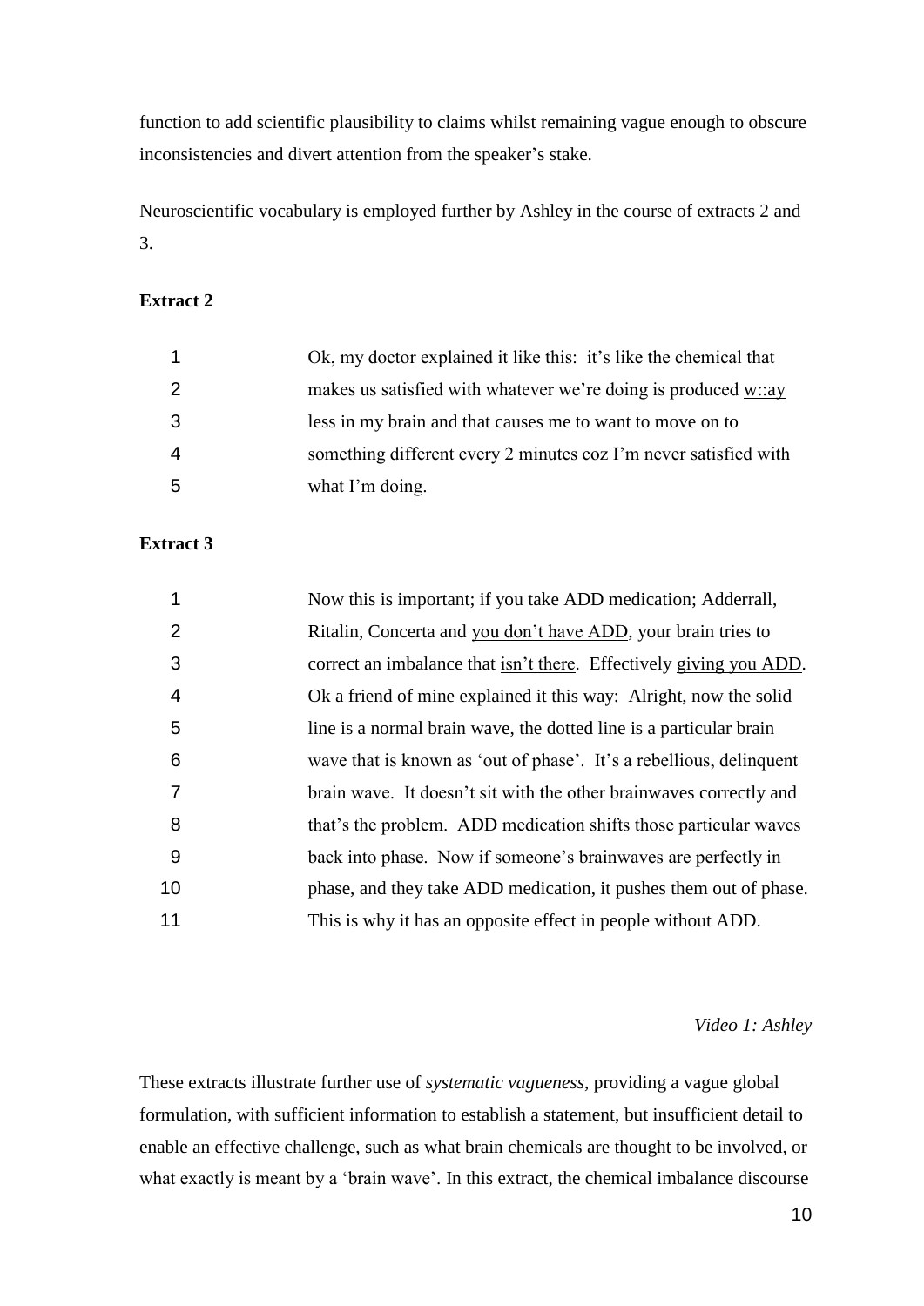function to add scientific plausibility to claims whilst remaining vague enough to obscure inconsistencies and divert attention from the speaker's stake.

Neuroscientific vocabulary is employed further by Ashley in the course of extracts 2 and 3.

**Extract 2**

| | |
|---|---|
| 1 | Ok, my doctor explained it like this: it's like the chemical that |
| 2 | makes us satisfied with whatever we're doing is produced <u>w::ay</u> |
| 3 | less in my brain and that causes me to want to move on to |
| 4 | something different every 2 minutes coz I'm never satisfied with |
| 5 | what I'm doing. |

**Extract 3**

| | |
|---|---|
| 1 | Now this is important; if you take ADD medication; Adderrall, |
| 2 | Ritalin, Concerta and <u>you don't have ADD</u>, your brain tries to |
| 3 | correct an imbalance that <u>isn't there</u>. Effectively <u>giving you ADD</u>. |
| 4 | Ok a friend of mine explained it this way: Alright, now the solid |
| 5 | line is a normal brain wave, the dotted line is a particular brain |
| 6 | wave that is known as 'out of phase'. It's a rebellious, delinquent |
| 7 | brain wave. It doesn't sit with the other brainwaves correctly and |
| 8 | that's the problem. ADD medication shifts those particular waves |
| 9 | back into phase. Now if someone's brainwaves are perfectly in |
| 10 | phase, and they take ADD medication, it pushes them out of phase. |
| 11 | This is why it has an opposite effect in people without ADD. |

*Video 1: Ashley*

These extracts illustrate further use of *systematic vagueness*, providing a vague global formulation, with sufficient information to establish a statement, but insufficient detail to enable an effective challenge, such as what brain chemicals are thought to be involved, or what exactly is meant by a 'brain wave'. In this extract, the chemical imbalance discourse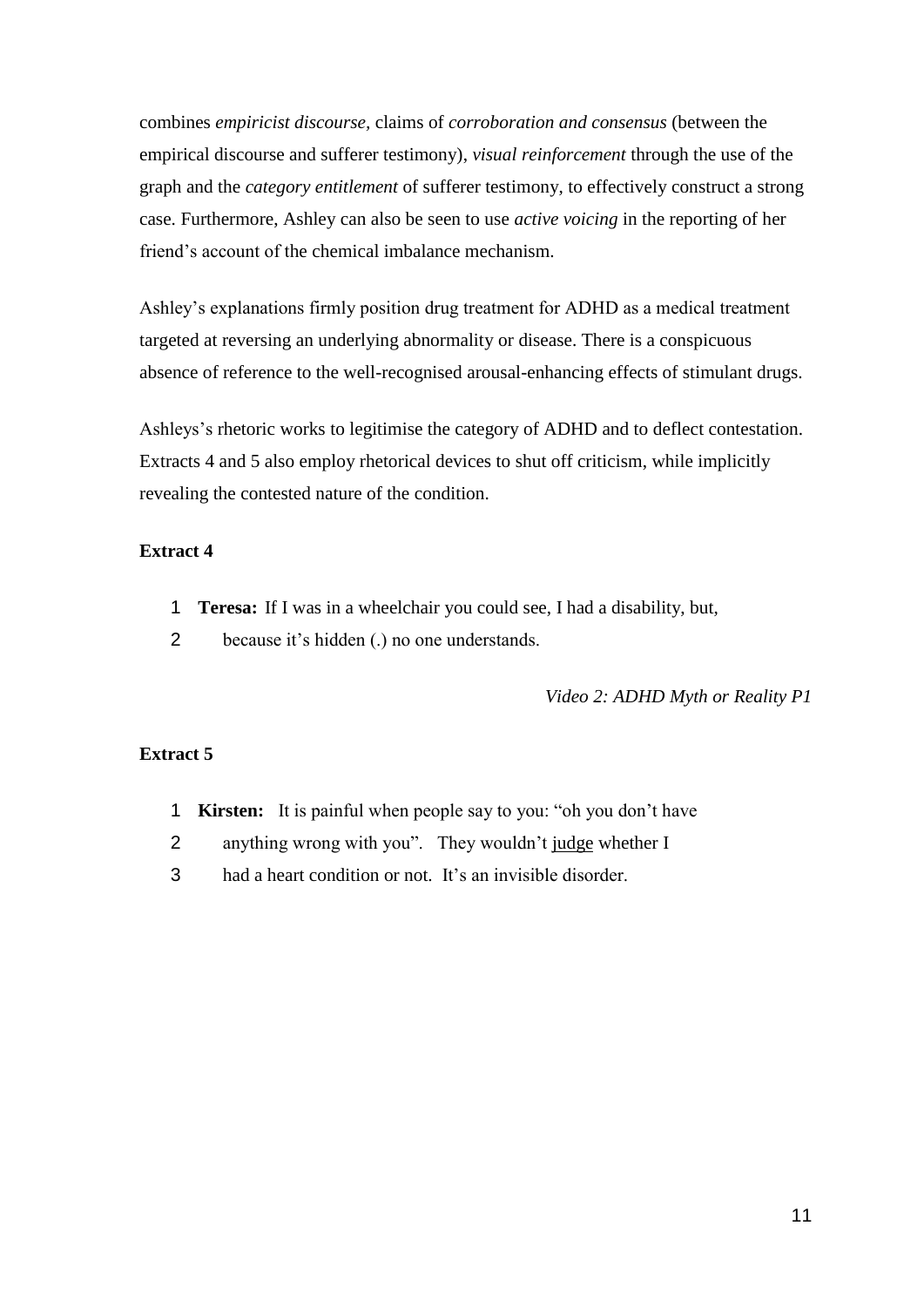combines *empiricist discourse,* claims of *corroboration and consensus* (between the empirical discourse and sufferer testimony), *visual reinforcement* through the use of the graph and the *category entitlement* of sufferer testimony, to effectively construct a strong case. Furthermore, Ashley can also be seen to use *active voicing* in the reporting of her friend's account of the chemical imbalance mechanism.

Ashley's explanations firmly position drug treatment for ADHD as a medical treatment targeted at reversing an underlying abnormality or disease. There is a conspicuous absence of reference to the well-recognised arousal-enhancing effects of stimulant drugs.

Ashleys's rhetoric works to legitimise the category of ADHD and to deflect contestation. Extracts 4 and 5 also employ rhetorical devices to shut off criticism, while implicitly revealing the contested nature of the condition.

**Extract 4**

1 **Teresa:** If I was in a wheelchair you could see, I had a disability, but,
2 because it's hidden (.) no one understands.

*Video 2: ADHD Myth or Reality P1*

**Extract 5**

1 **Kirsten:** It is painful when people say to you: "oh you don't have
2 anything wrong with you". They wouldn't <u>judge</u> whether I
3 had a heart condition or not. It's an invisible disorder.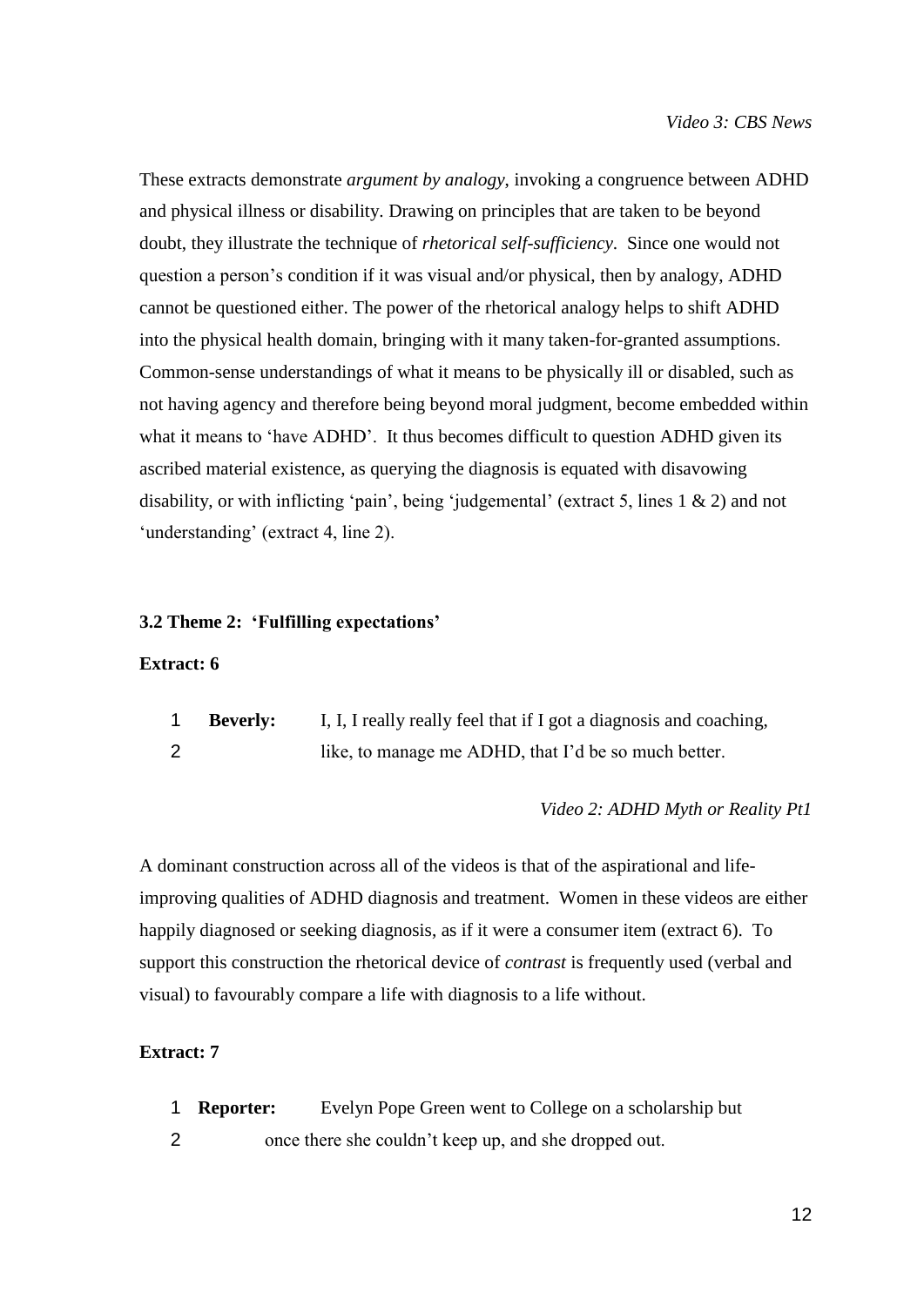*Video 3: CBS News*

These extracts demonstrate *argument by analogy*, invoking a congruence between ADHD and physical illness or disability. Drawing on principles that are taken to be beyond doubt, they illustrate the technique of *rhetorical self-sufficiency*. Since one would not question a person's condition if it was visual and/or physical, then by analogy, ADHD cannot be questioned either. The power of the rhetorical analogy helps to shift ADHD into the physical health domain, bringing with it many taken-for-granted assumptions. Common-sense understandings of what it means to be physically ill or disabled, such as not having agency and therefore being beyond moral judgment, become embedded within what it means to 'have ADHD'. It thus becomes difficult to question ADHD given its ascribed material existence, as querying the diagnosis is equated with disavowing disability, or with inflicting 'pain', being 'judgemental' (extract 5, lines 1 & 2) and not 'understanding' (extract 4, line 2).

### 3.2 Theme 2: 'Fulfilling expectations'

**Extract: 6**

1 **Beverly:** I, I, I really really feel that if I got a diagnosis and coaching,
2 like, to manage me ADHD, that I'd be so much better.

*Video 2: ADHD Myth or Reality Pt1*

A dominant construction across all of the videos is that of the aspirational and life-improving qualities of ADHD diagnosis and treatment. Women in these videos are either happily diagnosed or seeking diagnosis, as if it were a consumer item (extract 6). To support this construction the rhetorical device of *contrast* is frequently used (verbal and visual) to favourably compare a life with diagnosis to a life without.

**Extract: 7**

1 **Reporter:** Evelyn Pope Green went to College on a scholarship but
2 once there she couldn't keep up, and she dropped out.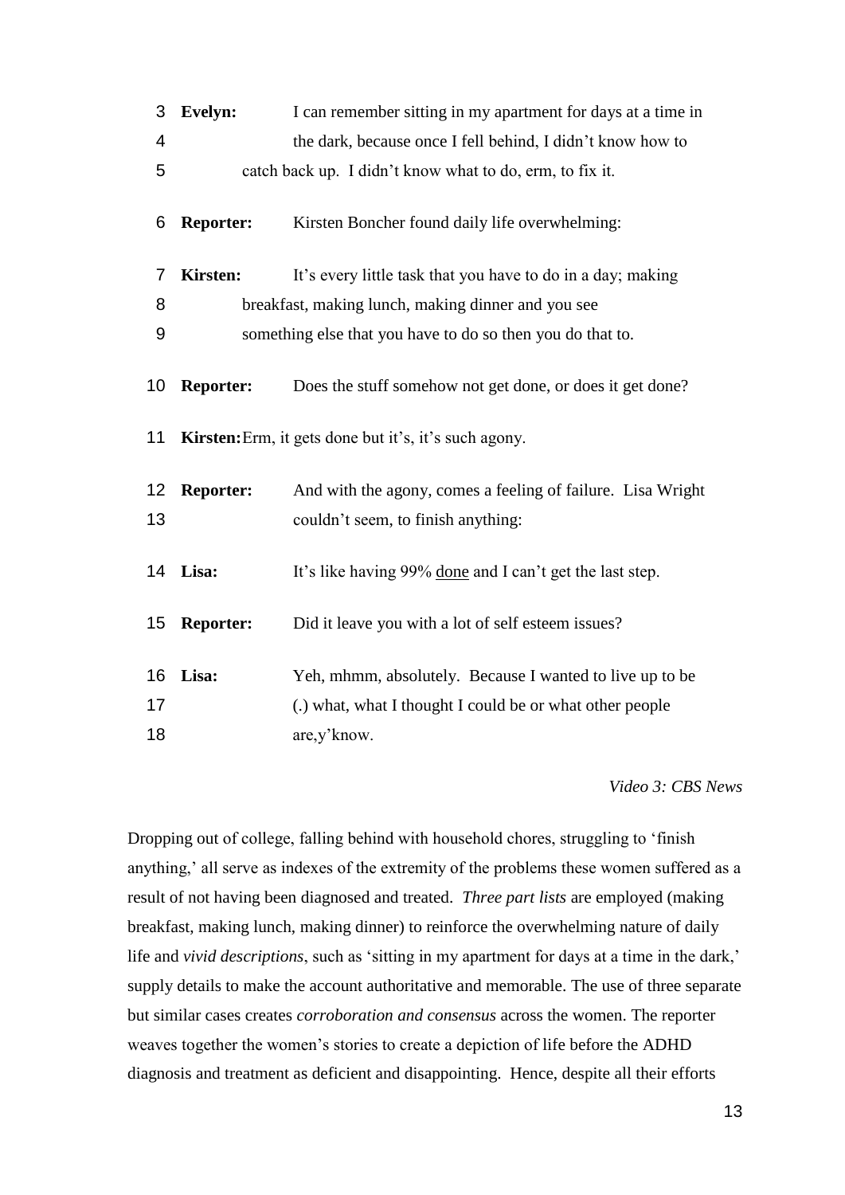| | | |
|---|---|---|
| 3 | **Evelyn:** | I can remember sitting in my apartment for days at a time in |
| 4 | | the dark, because once I fell behind, I didn't know how to |
| 5 | | catch back up. I didn't know what to do, erm, to fix it. |
| 6 | **Reporter:** | Kirsten Boncher found daily life overwhelming: |
| 7 | **Kirsten:** | It's every little task that you have to do in a day; making |
| 8 | | breakfast, making lunch, making dinner and you see |
| 9 | | something else that you have to do so then you do that to. |
| 10 | **Reporter:** | Does the stuff somehow not get done, or does it get done? |
| 11 | **Kirsten:** | Erm, it gets done but it's, it's such agony. |
| 12 | **Reporter:** | And with the agony, comes a feeling of failure. Lisa Wright |
| 13 | | couldn't seem, to finish anything: |
| 14 | **Lisa:** | It's like having 99% <u>done</u> and I can't get the last step. |
| 15 | **Reporter:** | Did it leave you with a lot of self esteem issues? |
| 16 | **Lisa:** | Yeh, mhmm, absolutely. Because I wanted to live up to be |
| 17 | | (.) what, what I thought I could be or what other people |
| 18 | | are,y'know. |

*Video 3: CBS News*

Dropping out of college, falling behind with household chores, struggling to 'finish anything,' all serve as indexes of the extremity of the problems these women suffered as a result of not having been diagnosed and treated. *Three part lists* are employed (making breakfast, making lunch, making dinner) to reinforce the overwhelming nature of daily life and *vivid descriptions*, such as 'sitting in my apartment for days at a time in the dark,' supply details to make the account authoritative and memorable. The use of three separate but similar cases creates *corroboration and consensus* across the women. The reporter weaves together the women's stories to create a depiction of life before the ADHD diagnosis and treatment as deficient and disappointing. Hence, despite all their efforts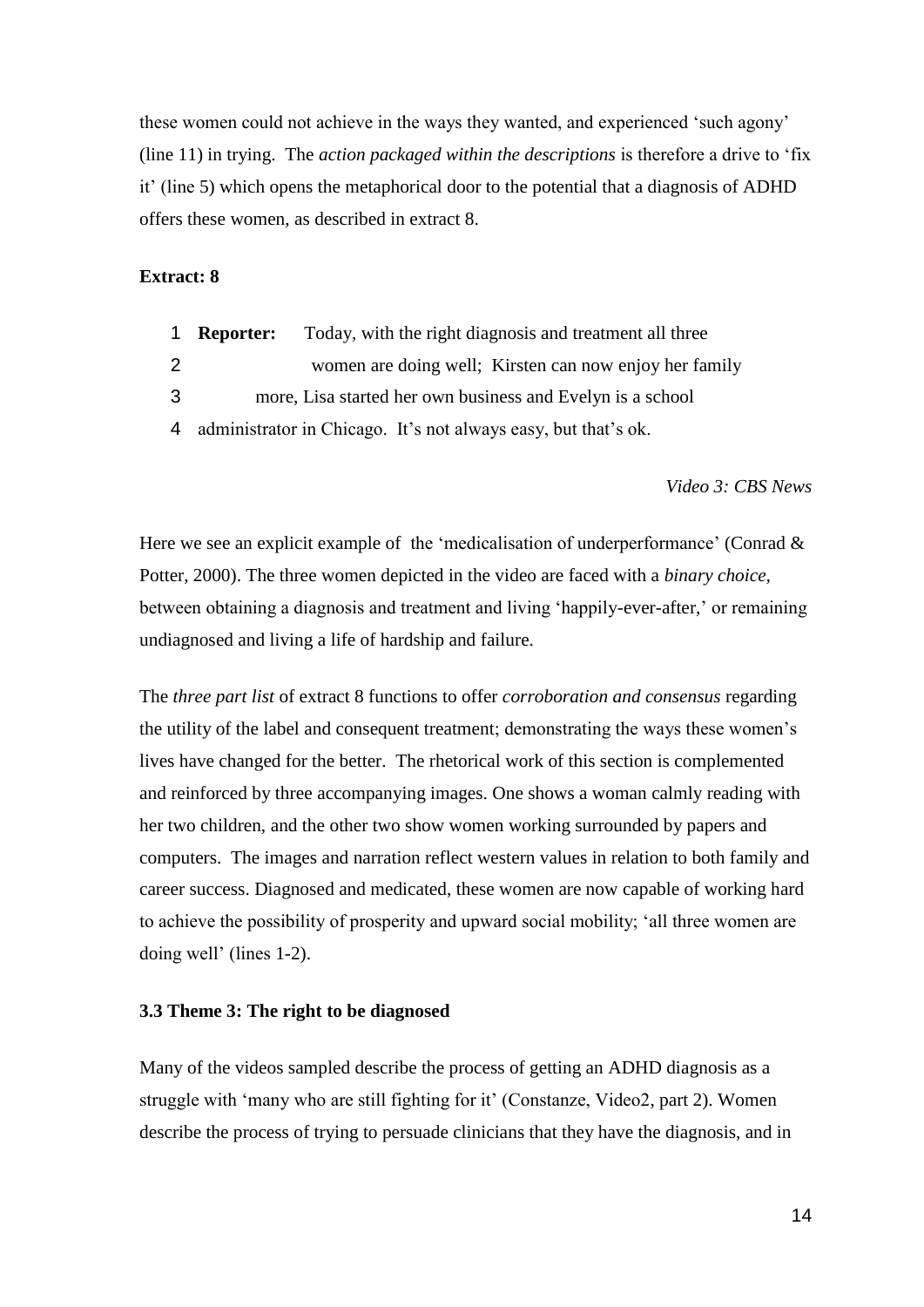these women could not achieve in the ways they wanted, and experienced 'such agony' (line 11) in trying. The *action packaged within the descriptions* is therefore a drive to 'fix it' (line 5) which opens the metaphorical door to the potential that a diagnosis of ADHD offers these women, as described in extract 8.

**Extract: 8**

1 **Reporter:** Today, with the right diagnosis and treatment all three
2 women are doing well; Kirsten can now enjoy her family
3 more, Lisa started her own business and Evelyn is a school
4 administrator in Chicago. It's not always easy, but that's ok.

*Video 3: CBS News*

Here we see an explicit example of the 'medicalisation of underperformance' (Conrad & Potter, 2000). The three women depicted in the video are faced with a *binary choice*, between obtaining a diagnosis and treatment and living 'happily-ever-after,' or remaining undiagnosed and living a life of hardship and failure.

The *three part list* of extract 8 functions to offer *corroboration and consensus* regarding the utility of the label and consequent treatment; demonstrating the ways these women's lives have changed for the better. The rhetorical work of this section is complemented and reinforced by three accompanying images. One shows a woman calmly reading with her two children, and the other two show women working surrounded by papers and computers. The images and narration reflect western values in relation to both family and career success. Diagnosed and medicated, these women are now capable of working hard to achieve the possibility of prosperity and upward social mobility; 'all three women are doing well' (lines 1-2).

### 3.3 Theme 3: The right to be diagnosed

Many of the videos sampled describe the process of getting an ADHD diagnosis as a struggle with 'many who are still fighting for it' (Constanze, Video2, part 2). Women describe the process of trying to persuade clinicians that they have the diagnosis, and in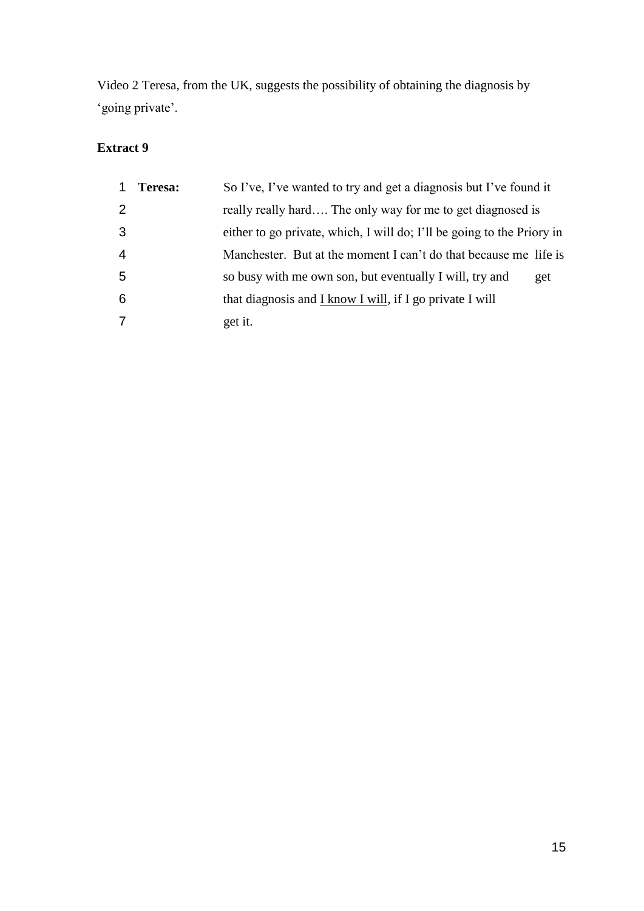Video 2 Teresa, from the UK, suggests the possibility of obtaining the diagnosis by 'going private'.

**Extract 9**

| | | |
|---|---|---|
| 1 | **Teresa:** | So I've, I've wanted to try and get a diagnosis but I've found it |
| 2 | | really really hard…. The only way for me to get diagnosed is |
| 3 | | either to go private, which, I will do; I'll be going to the Priory in |
| 4 | | Manchester. But at the moment I can't do that because me life is |
| 5 | | so busy with me own son, but eventually I will, try and get |
| 6 | | that diagnosis and <u>I know I will</u>, if I go private I will |
| 7 | | get it. |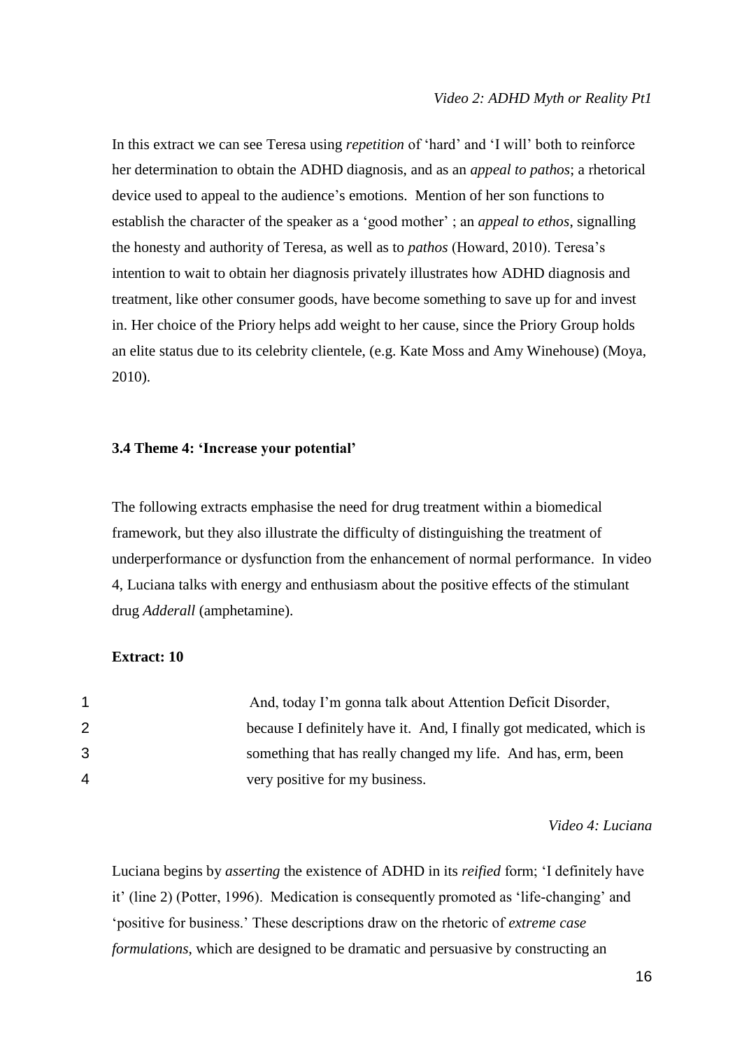*Video 2: ADHD Myth or Reality Pt1*

In this extract we can see Teresa using *repetition* of 'hard' and 'I will' both to reinforce her determination to obtain the ADHD diagnosis, and as an *appeal to pathos*; a rhetorical device used to appeal to the audience's emotions. Mention of her son functions to establish the character of the speaker as a 'good mother' ; an *appeal to ethos*, signalling the honesty and authority of Teresa, as well as to *pathos* (Howard, 2010). Teresa's intention to wait to obtain her diagnosis privately illustrates how ADHD diagnosis and treatment, like other consumer goods, have become something to save up for and invest in. Her choice of the Priory helps add weight to her cause, since the Priory Group holds an elite status due to its celebrity clientele, (e.g. Kate Moss and Amy Winehouse) (Moya, 2010).

### 3.4 Theme 4: 'Increase your potential'

The following extracts emphasise the need for drug treatment within a biomedical framework, but they also illustrate the difficulty of distinguishing the treatment of underperformance or dysfunction from the enhancement of normal performance. In video 4, Luciana talks with energy and enthusiasm about the positive effects of the stimulant drug *Adderall* (amphetamine).

**Extract: 10**

1 And, today I'm gonna talk about Attention Deficit Disorder,
2 because I definitely have it. And, I finally got medicated, which is
3 something that has really changed my life. And has, erm, been
4 very positive for my business.

*Video 4: Luciana*

Luciana begins by *asserting* the existence of ADHD in its *reified* form; 'I definitely have it' (line 2) (Potter, 1996). Medication is consequently promoted as 'life-changing' and 'positive for business.' These descriptions draw on the rhetoric of *extreme case formulations*, which are designed to be dramatic and persuasive by constructing an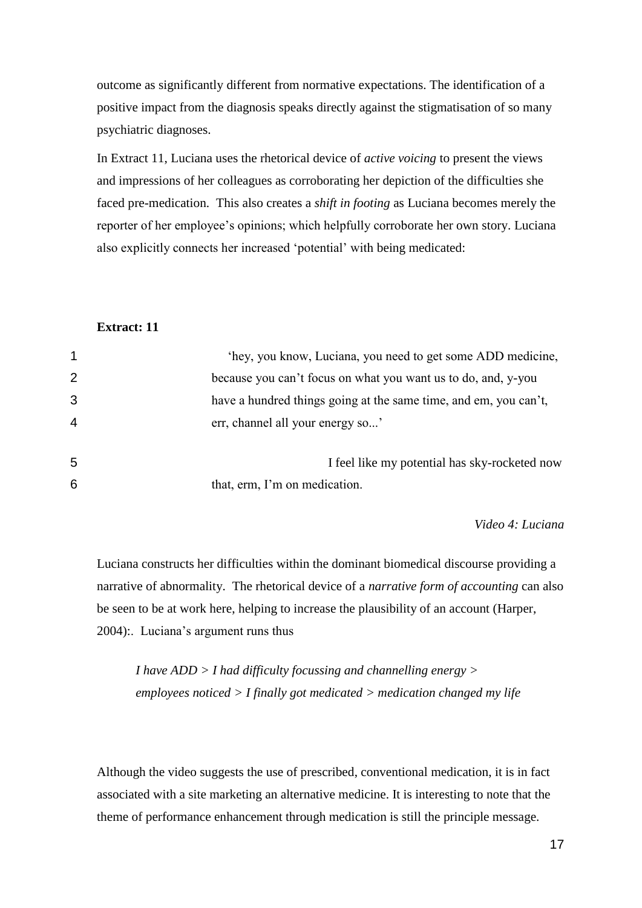outcome as significantly different from normative expectations. The identification of a positive impact from the diagnosis speaks directly against the stigmatisation of so many psychiatric diagnoses.

In Extract 11, Luciana uses the rhetorical device of *active voicing* to present the views and impressions of her colleagues as corroborating her depiction of the difficulties she faced pre-medication. This also creates a *shift in footing* as Luciana becomes merely the reporter of her employee's opinions; which helpfully corroborate her own story. Luciana also explicitly connects her increased 'potential' with being medicated:

**Extract: 11**

1 'hey, you know, Luciana, you need to get some ADD medicine,
2 because you can't focus on what you want us to do, and, y-you
3 have a hundred things going at the same time, and em, you can't,
4 err, channel all your energy so...'

5 I feel like my potential has sky-rocketed now
6 that, erm, I'm on medication.

*Video 4: Luciana*

Luciana constructs her difficulties within the dominant biomedical discourse providing a narrative of abnormality. The rhetorical device of a *narrative form of accounting* can also be seen to be at work here, helping to increase the plausibility of an account (Harper, 2004):. Luciana's argument runs thus

> *I have ADD > I had difficulty focussing and channelling energy > employees noticed > I finally got medicated > medication changed my life*

Although the video suggests the use of prescribed, conventional medication, it is in fact associated with a site marketing an alternative medicine. It is interesting to note that the theme of performance enhancement through medication is still the principle message.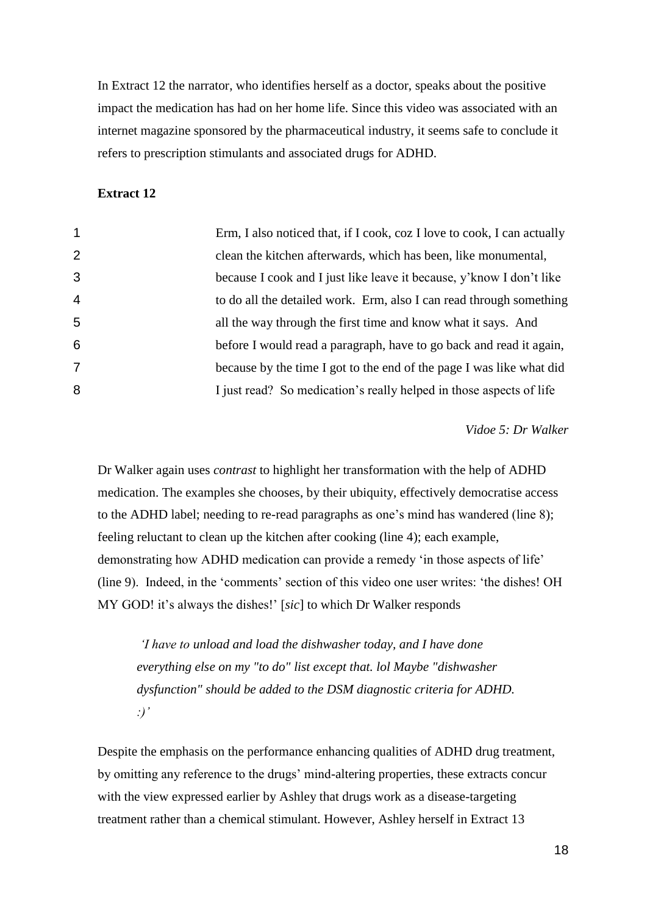In Extract 12 the narrator, who identifies herself as a doctor, speaks about the positive impact the medication has had on her home life. Since this video was associated with an internet magazine sponsored by the pharmaceutical industry, it seems safe to conclude it refers to prescription stimulants and associated drugs for ADHD.

**Extract 12**

| | |
|---|---|
| 1 | Erm, I also noticed that, if I cook, coz I love to cook, I can actually |
| 2 | clean the kitchen afterwards, which has been, like monumental, |
| 3 | because I cook and I just like leave it because, y'know I don't like |
| 4 | to do all the detailed work. Erm, also I can read through something |
| 5 | all the way through the first time and know what it says. And |
| 6 | before I would read a paragraph, have to go back and read it again, |
| 7 | because by the time I got to the end of the page I was like what did |
| 8 | I just read? So medication's really helped in those aspects of life |

*Vidoe 5: Dr Walker*

Dr Walker again uses *contrast* to highlight her transformation with the help of ADHD medication. The examples she chooses, by their ubiquity, effectively democratise access to the ADHD label; needing to re-read paragraphs as one's mind has wandered (line 8); feeling reluctant to clean up the kitchen after cooking (line 4); each example, demonstrating how ADHD medication can provide a remedy 'in those aspects of life' (line 9). Indeed, in the 'comments' section of this video one user writes: 'the dishes! OH MY GOD! it's always the dishes!' [*sic*] to which Dr Walker responds

> *'I have to unload and load the dishwasher today, and I have done everything else on my "to do" list except that. lol Maybe "dishwasher dysfunction" should be added to the DSM diagnostic criteria for ADHD. :)'*

Despite the emphasis on the performance enhancing qualities of ADHD drug treatment, by omitting any reference to the drugs' mind-altering properties, these extracts concur with the view expressed earlier by Ashley that drugs work as a disease-targeting treatment rather than a chemical stimulant. However, Ashley herself in Extract 13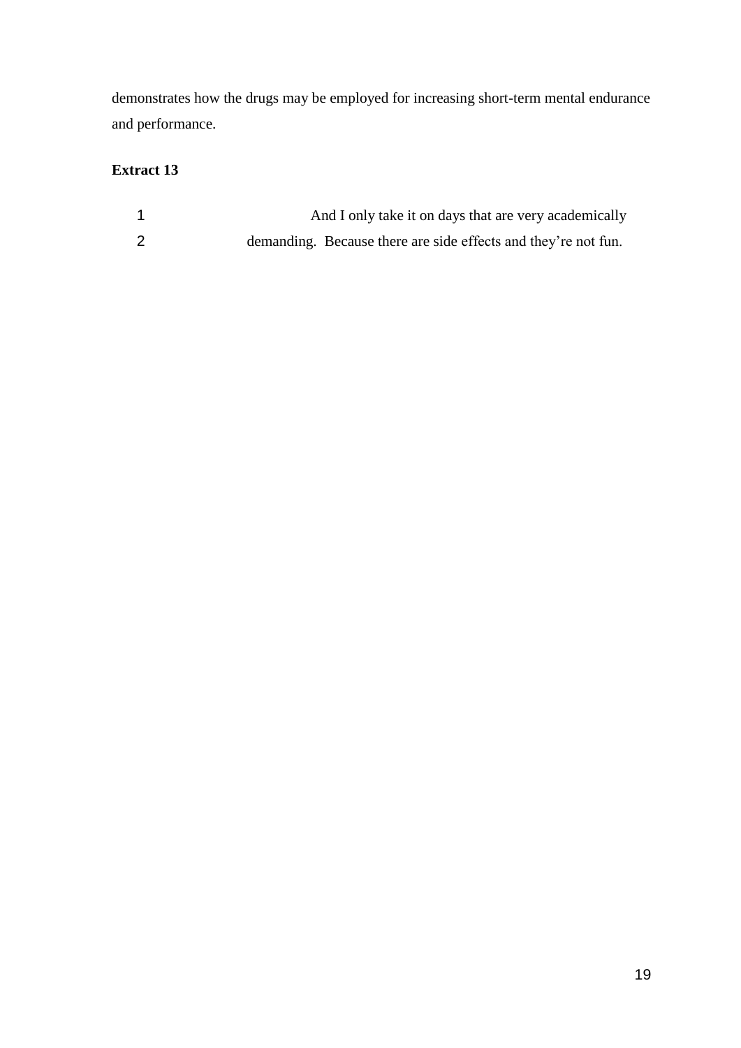demonstrates how the drugs may be employed for increasing short-term mental endurance and performance.

**Extract 13**

1 And I only take it on days that are very academically
2 demanding. Because there are side effects and they're not fun.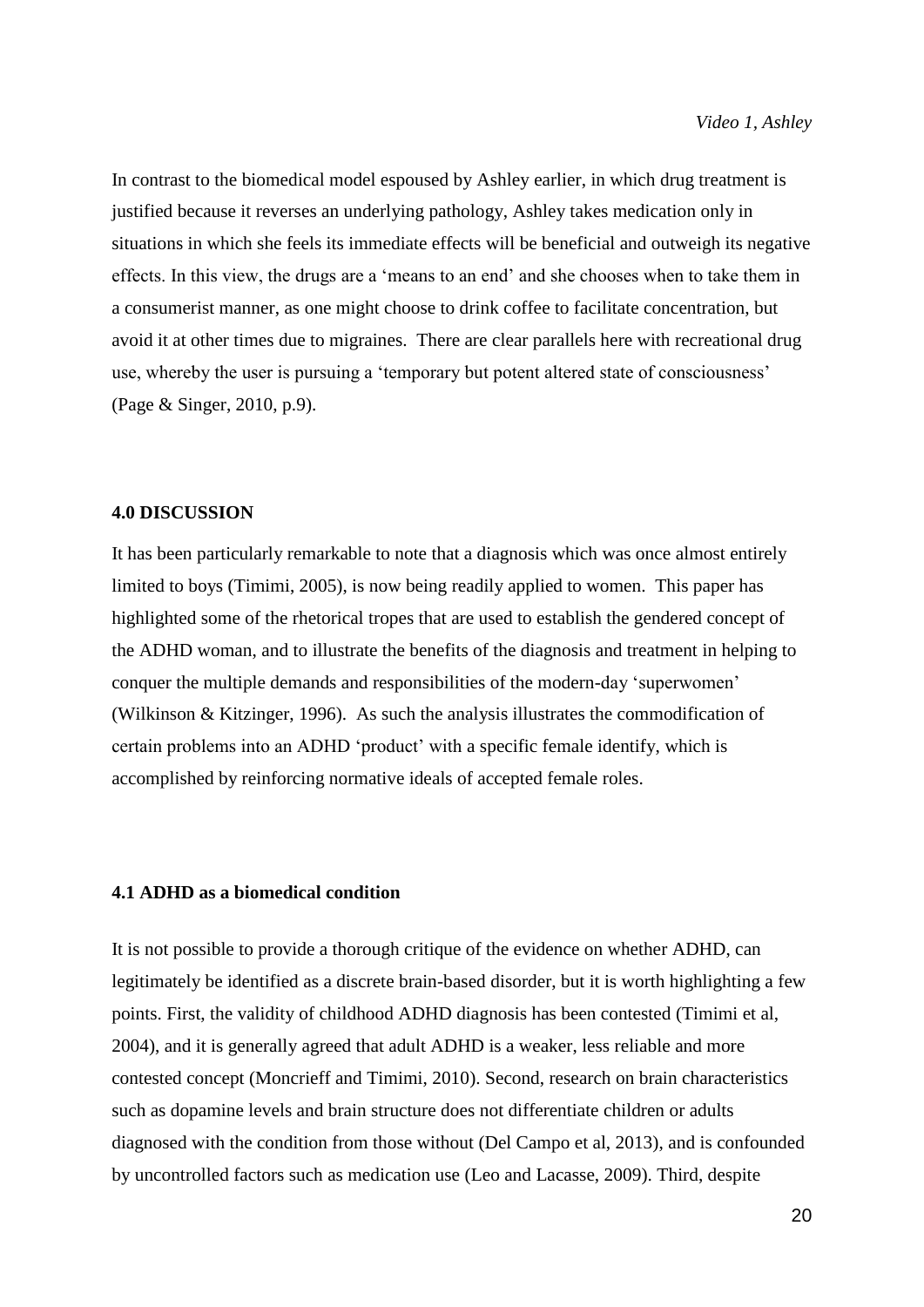*Video 1, Ashley*

In contrast to the biomedical model espoused by Ashley earlier, in which drug treatment is justified because it reverses an underlying pathology, Ashley takes medication only in situations in which she feels its immediate effects will be beneficial and outweigh its negative effects. In this view, the drugs are a 'means to an end' and she chooses when to take them in a consumerist manner, as one might choose to drink coffee to facilitate concentration, but avoid it at other times due to migraines. There are clear parallels here with recreational drug use, whereby the user is pursuing a 'temporary but potent altered state of consciousness' (Page & Singer, 2010, p.9).

## 4.0 DISCUSSION

It has been particularly remarkable to note that a diagnosis which was once almost entirely limited to boys (Timimi, 2005), is now being readily applied to women. This paper has highlighted some of the rhetorical tropes that are used to establish the gendered concept of the ADHD woman, and to illustrate the benefits of the diagnosis and treatment in helping to conquer the multiple demands and responsibilities of the modern-day 'superwomen' (Wilkinson & Kitzinger, 1996). As such the analysis illustrates the commodification of certain problems into an ADHD 'product' with a specific female identify, which is accomplished by reinforcing normative ideals of accepted female roles.

### 4.1 ADHD as a biomedical condition

It is not possible to provide a thorough critique of the evidence on whether ADHD, can legitimately be identified as a discrete brain-based disorder, but it is worth highlighting a few points. First, the validity of childhood ADHD diagnosis has been contested (Timimi et al, 2004), and it is generally agreed that adult ADHD is a weaker, less reliable and more contested concept (Moncrieff and Timimi, 2010). Second, research on brain characteristics such as dopamine levels and brain structure does not differentiate children or adults diagnosed with the condition from those without (Del Campo et al, 2013), and is confounded by uncontrolled factors such as medication use (Leo and Lacasse, 2009). Third, despite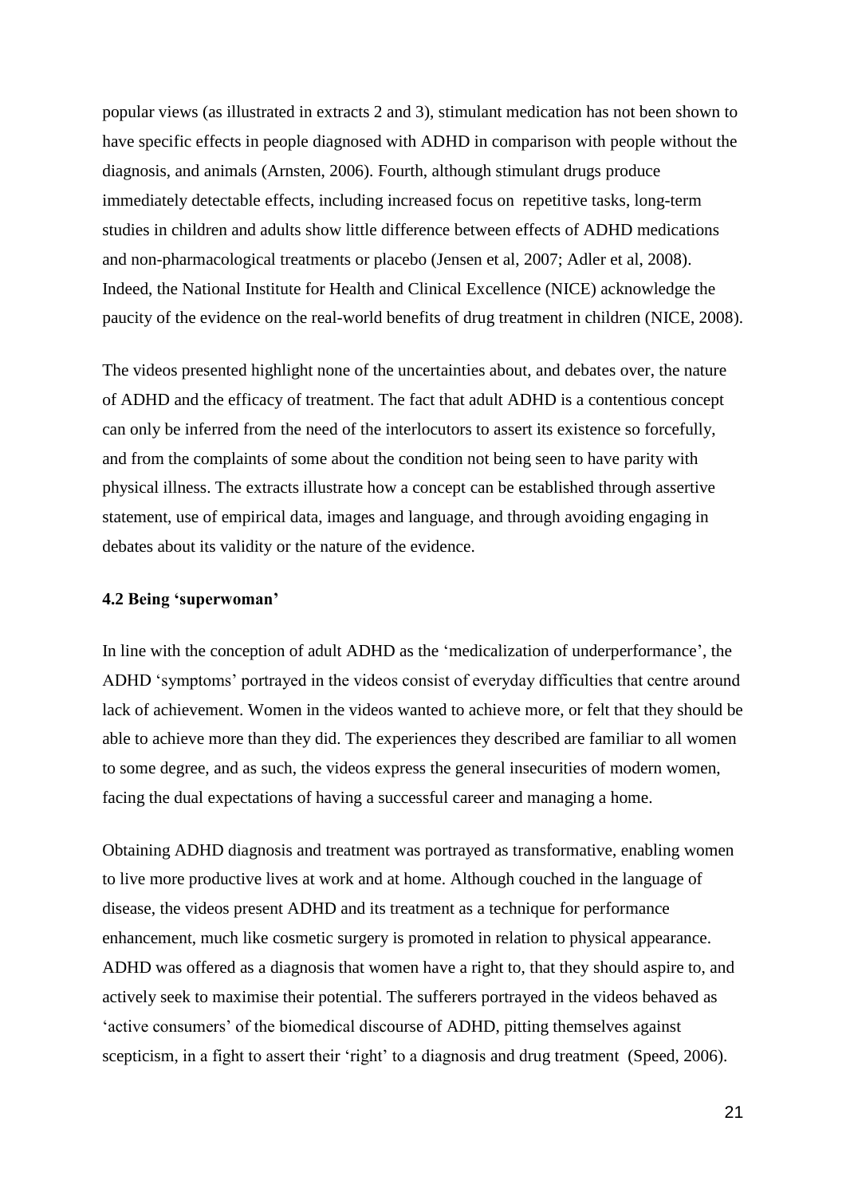popular views (as illustrated in extracts 2 and 3), stimulant medication has not been shown to have specific effects in people diagnosed with ADHD in comparison with people without the diagnosis, and animals (Arnsten, 2006). Fourth, although stimulant drugs produce immediately detectable effects, including increased focus on repetitive tasks, long-term studies in children and adults show little difference between effects of ADHD medications and non-pharmacological treatments or placebo (Jensen et al, 2007; Adler et al, 2008). Indeed, the National Institute for Health and Clinical Excellence (NICE) acknowledge the paucity of the evidence on the real-world benefits of drug treatment in children (NICE, 2008).

The videos presented highlight none of the uncertainties about, and debates over, the nature of ADHD and the efficacy of treatment. The fact that adult ADHD is a contentious concept can only be inferred from the need of the interlocutors to assert its existence so forcefully, and from the complaints of some about the condition not being seen to have parity with physical illness. The extracts illustrate how a concept can be established through assertive statement, use of empirical data, images and language, and through avoiding engaging in debates about its validity or the nature of the evidence.

### 4.2 Being 'superwoman'

In line with the conception of adult ADHD as the 'medicalization of underperformance', the ADHD 'symptoms' portrayed in the videos consist of everyday difficulties that centre around lack of achievement. Women in the videos wanted to achieve more, or felt that they should be able to achieve more than they did. The experiences they described are familiar to all women to some degree, and as such, the videos express the general insecurities of modern women, facing the dual expectations of having a successful career and managing a home.

Obtaining ADHD diagnosis and treatment was portrayed as transformative, enabling women to live more productive lives at work and at home. Although couched in the language of disease, the videos present ADHD and its treatment as a technique for performance enhancement, much like cosmetic surgery is promoted in relation to physical appearance. ADHD was offered as a diagnosis that women have a right to, that they should aspire to, and actively seek to maximise their potential. The sufferers portrayed in the videos behaved as 'active consumers' of the biomedical discourse of ADHD, pitting themselves against scepticism, in a fight to assert their 'right' to a diagnosis and drug treatment (Speed, 2006).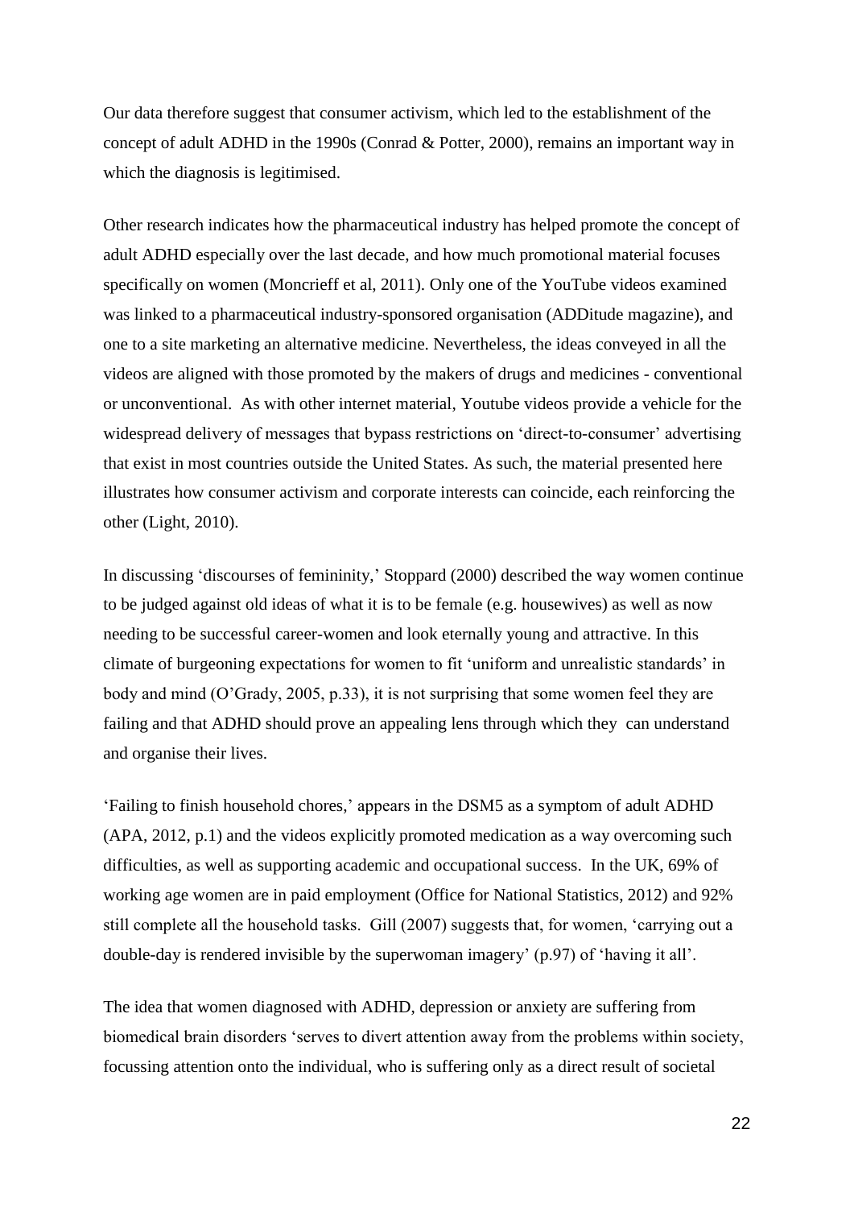Our data therefore suggest that consumer activism, which led to the establishment of the concept of adult ADHD in the 1990s (Conrad & Potter, 2000), remains an important way in which the diagnosis is legitimised.

Other research indicates how the pharmaceutical industry has helped promote the concept of adult ADHD especially over the last decade, and how much promotional material focuses specifically on women (Moncrieff et al, 2011). Only one of the YouTube videos examined was linked to a pharmaceutical industry-sponsored organisation (ADDitude magazine), and one to a site marketing an alternative medicine. Nevertheless, the ideas conveyed in all the videos are aligned with those promoted by the makers of drugs and medicines - conventional or unconventional. As with other internet material, Youtube videos provide a vehicle for the widespread delivery of messages that bypass restrictions on 'direct-to-consumer' advertising that exist in most countries outside the United States. As such, the material presented here illustrates how consumer activism and corporate interests can coincide, each reinforcing the other (Light, 2010).

In discussing 'discourses of femininity,' Stoppard (2000) described the way women continue to be judged against old ideas of what it is to be female (e.g. housewives) as well as now needing to be successful career-women and look eternally young and attractive. In this climate of burgeoning expectations for women to fit 'uniform and unrealistic standards' in body and mind (O'Grady, 2005, p.33), it is not surprising that some women feel they are failing and that ADHD should prove an appealing lens through which they can understand and organise their lives.

'Failing to finish household chores,' appears in the DSM5 as a symptom of adult ADHD (APA, 2012, p.1) and the videos explicitly promoted medication as a way overcoming such difficulties, as well as supporting academic and occupational success. In the UK, 69% of working age women are in paid employment (Office for National Statistics, 2012) and 92% still complete all the household tasks. Gill (2007) suggests that, for women, 'carrying out a double-day is rendered invisible by the superwoman imagery' (p.97) of 'having it all'.

The idea that women diagnosed with ADHD, depression or anxiety are suffering from biomedical brain disorders 'serves to divert attention away from the problems within society, focussing attention onto the individual, who is suffering only as a direct result of societal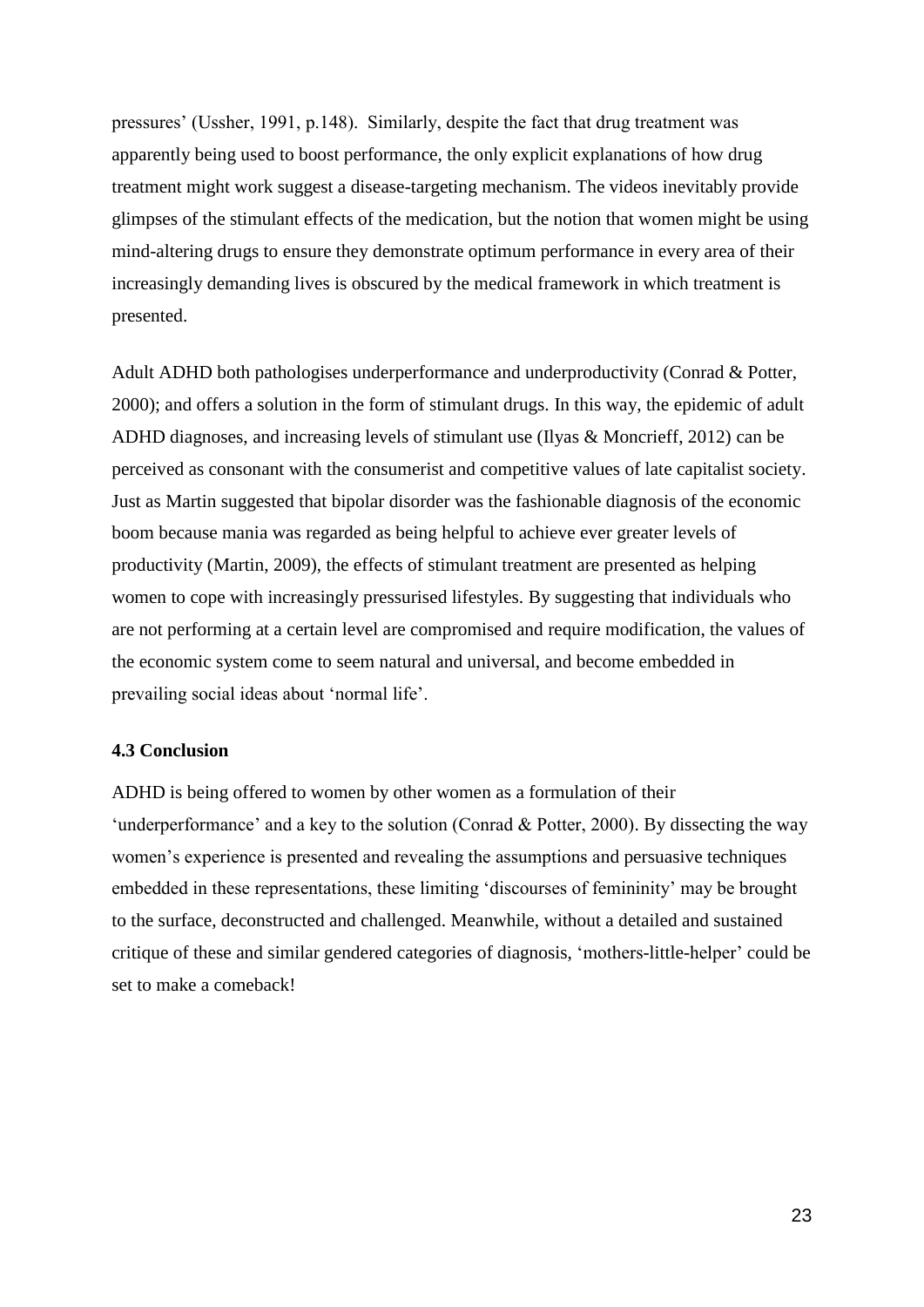pressures' (Ussher, 1991, p.148). Similarly, despite the fact that drug treatment was apparently being used to boost performance, the only explicit explanations of how drug treatment might work suggest a disease-targeting mechanism. The videos inevitably provide glimpses of the stimulant effects of the medication, but the notion that women might be using mind-altering drugs to ensure they demonstrate optimum performance in every area of their increasingly demanding lives is obscured by the medical framework in which treatment is presented.

Adult ADHD both pathologises underperformance and underproductivity (Conrad & Potter, 2000); and offers a solution in the form of stimulant drugs. In this way, the epidemic of adult ADHD diagnoses, and increasing levels of stimulant use (Ilyas & Moncrieff, 2012) can be perceived as consonant with the consumerist and competitive values of late capitalist society. Just as Martin suggested that bipolar disorder was the fashionable diagnosis of the economic boom because mania was regarded as being helpful to achieve ever greater levels of productivity (Martin, 2009), the effects of stimulant treatment are presented as helping women to cope with increasingly pressurised lifestyles. By suggesting that individuals who are not performing at a certain level are compromised and require modification, the values of the economic system come to seem natural and universal, and become embedded in prevailing social ideas about 'normal life'.

### 4.3 Conclusion

ADHD is being offered to women by other women as a formulation of their 'underperformance' and a key to the solution (Conrad & Potter, 2000). By dissecting the way women's experience is presented and revealing the assumptions and persuasive techniques embedded in these representations, these limiting 'discourses of femininity' may be brought to the surface, deconstructed and challenged. Meanwhile, without a detailed and sustained critique of these and similar gendered categories of diagnosis, 'mothers-little-helper' could be set to make a comeback!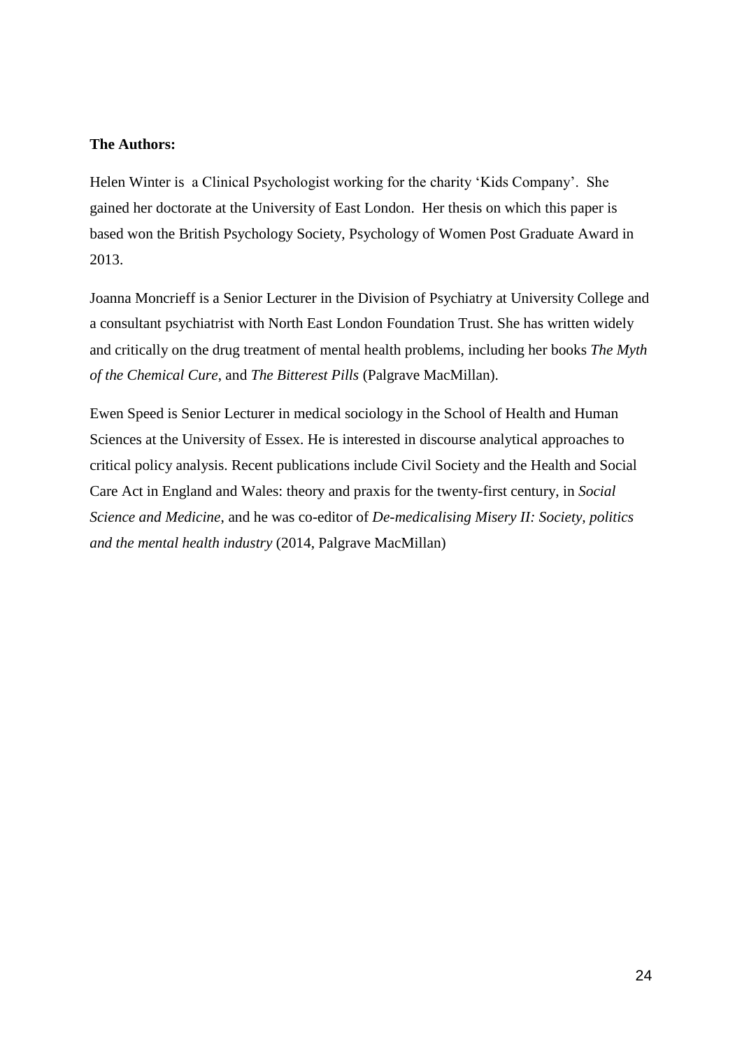**The Authors:**

Helen Winter is a Clinical Psychologist working for the charity 'Kids Company'. She gained her doctorate at the University of East London. Her thesis on which this paper is based won the British Psychology Society, Psychology of Women Post Graduate Award in 2013.

Joanna Moncrieff is a Senior Lecturer in the Division of Psychiatry at University College and a consultant psychiatrist with North East London Foundation Trust. She has written widely and critically on the drug treatment of mental health problems, including her books *The Myth of the Chemical Cure*, and *The Bitterest Pills* (Palgrave MacMillan).

Ewen Speed is Senior Lecturer in medical sociology in the School of Health and Human Sciences at the University of Essex. He is interested in discourse analytical approaches to critical policy analysis. Recent publications include Civil Society and the Health and Social Care Act in England and Wales: theory and praxis for the twenty-first century, in *Social Science and Medicine*, and he was co-editor of *De-medicalising Misery II: Society, politics and the mental health industry* (2014, Palgrave MacMillan)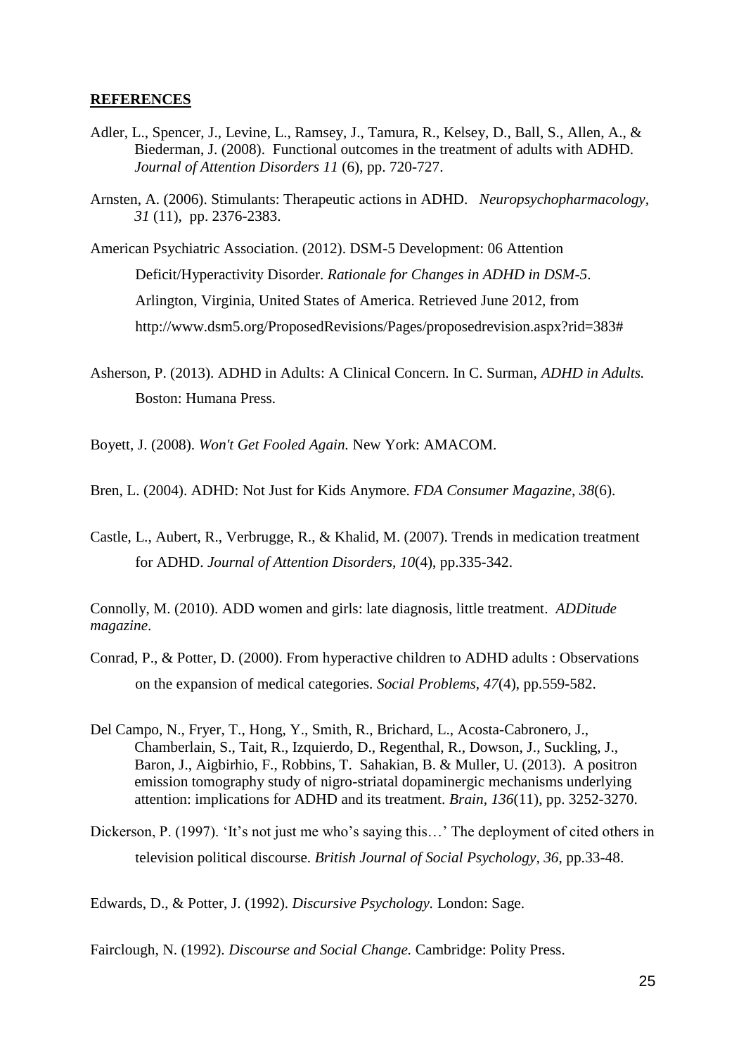**REFERENCES**

Adler, L., Spencer, J., Levine, L., Ramsey, J., Tamura, R., Kelsey, D., Ball, S., Allen, A., & Biederman, J. (2008). Functional outcomes in the treatment of adults with ADHD. *Journal of Attention Disorders 11* (6), pp. 720-727.

Arnsten, A. (2006). Stimulants: Therapeutic actions in ADHD. *Neuropsychopharmacology, 31* (11), pp. 2376-2383.

American Psychiatric Association. (2012). DSM-5 Development: 06 Attention Deficit/Hyperactivity Disorder. *Rationale for Changes in ADHD in DSM-5*. Arlington, Virginia, United States of America. Retrieved June 2012, from http://www.dsm5.org/ProposedRevisions/Pages/proposedrevision.aspx?rid=383#

Asherson, P. (2013). ADHD in Adults: A Clinical Concern. In C. Surman, *ADHD in Adults.* Boston: Humana Press.

Boyett, J. (2008). *Won't Get Fooled Again.* New York: AMACOM.

Bren, L. (2004). ADHD: Not Just for Kids Anymore. *FDA Consumer Magazine, 38*(6).

Castle, L., Aubert, R., Verbrugge, R., & Khalid, M. (2007). Trends in medication treatment for ADHD. *Journal of Attention Disorders, 10*(4), pp.335-342.

Connolly, M. (2010). ADD women and girls: late diagnosis, little treatment. *ADDitude magazine*.

Conrad, P., & Potter, D. (2000). From hyperactive children to ADHD adults : Observations on the expansion of medical categories. *Social Problems, 47*(4), pp.559-582.

Del Campo, N., Fryer, T., Hong, Y., Smith, R., Brichard, L., Acosta-Cabronero, J., Chamberlain, S., Tait, R., Izquierdo, D., Regenthal, R., Dowson, J., Suckling, J., Baron, J., Aigbirhio, F., Robbins, T. Sahakian, B. & Muller, U. (2013). A positron emission tomography study of nigro-striatal dopaminergic mechanisms underlying attention: implications for ADHD and its treatment. *Brain, 136*(11), pp. 3252-3270.

Dickerson, P. (1997). 'It's not just me who's saying this…' The deployment of cited others in television political discourse. *British Journal of Social Psychology, 36*, pp.33-48.

Edwards, D., & Potter, J. (1992). *Discursive Psychology.* London: Sage.

Fairclough, N. (1992). *Discourse and Social Change.* Cambridge: Polity Press.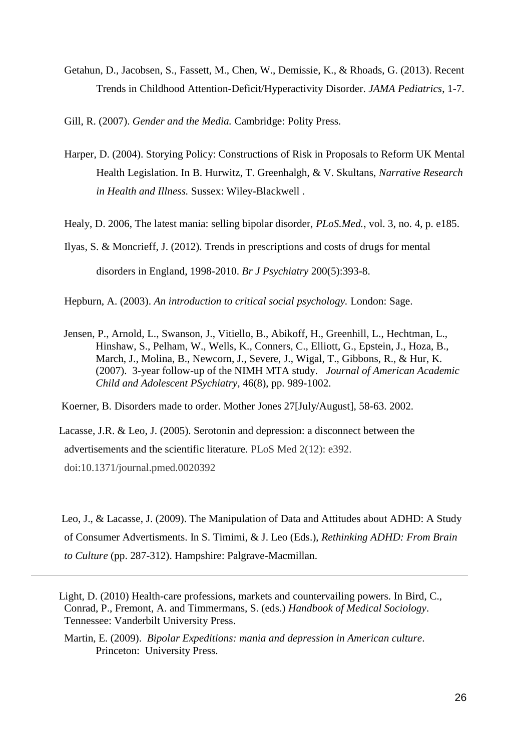Getahun, D., Jacobsen, S., Fassett, M., Chen, W., Demissie, K., & Rhoads, G. (2013). Recent Trends in Childhood Attention-Deficit/Hyperactivity Disorder. *JAMA Pediatrics*, 1-7.

Gill, R. (2007). *Gender and the Media.* Cambridge: Polity Press.

Harper, D. (2004). Storying Policy: Constructions of Risk in Proposals to Reform UK Mental Health Legislation. In B. Hurwitz, T. Greenhalgh, & V. Skultans, *Narrative Research in Health and Illness.* Sussex: Wiley-Blackwell .

Healy, D. 2006, The latest mania: selling bipolar disorder, *PLoS.Med.*, vol. 3, no. 4, p. e185.

Ilyas, S. & Moncrieff, J. (2012). Trends in prescriptions and costs of drugs for mental disorders in England, 1998-2010. *Br J Psychiatry* 200(5):393-8.

Hepburn, A. (2003). *An introduction to critical social psychology.* London: Sage.

Jensen, P., Arnold, L., Swanson, J., Vitiello, B., Abikoff, H., Greenhill, L., Hechtman, L., Hinshaw, S., Pelham, W., Wells, K., Conners, C., Elliott, G., Epstein, J., Hoza, B., March, J., Molina, B., Newcorn, J., Severe, J., Wigal, T., Gibbons, R., & Hur, K. (2007). 3-year follow-up of the NIMH MTA study. *Journal of American Academic Child and Adolescent PSychiatry,* 46(8), pp. 989-1002.

Koerner, B. Disorders made to order. Mother Jones 27[July/August], 58-63. 2002.

Lacasse, J.R. & Leo, J. (2005). Serotonin and depression: a disconnect between the advertisements and the scientific literature. PLoS Med 2(12): e392. doi:10.1371/journal.pmed.0020392

Leo, J., & Lacasse, J. (2009). The Manipulation of Data and Attitudes about ADHD: A Study of Consumer Advertisments. In S. Timimi, & J. Leo (Eds.), *Rethinking ADHD: From Brain to Culture* (pp. 287-312). Hampshire: Palgrave-Macmillan.

---

Light, D. (2010) Health-care professions, markets and countervailing powers. In Bird, C., Conrad, P., Fremont, A. and Timmermans, S. (eds.) *Handbook of Medical Sociology*. Tennessee: Vanderbilt University Press.

Martin, E. (2009). *Bipolar Expeditions: mania and depression in American culture*. Princeton: University Press.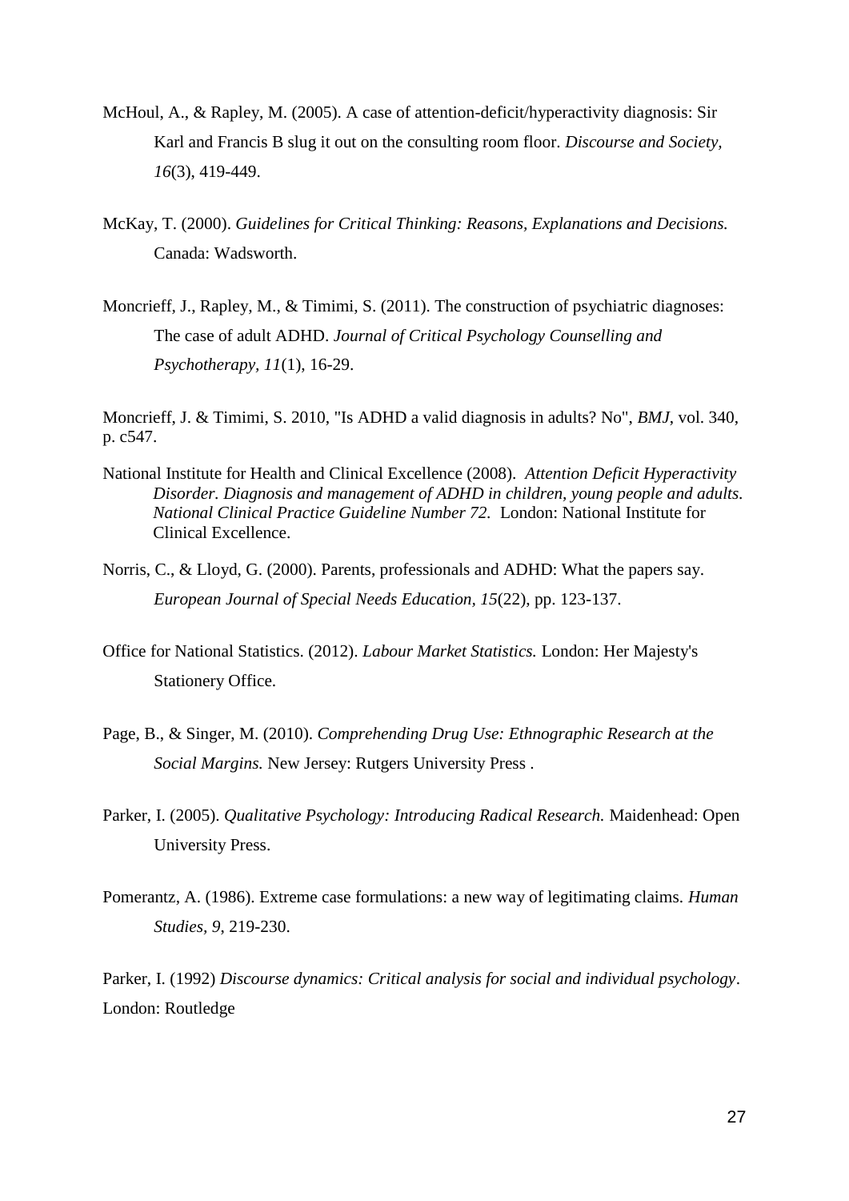McHoul, A., & Rapley, M. (2005). A case of attention-deficit/hyperactivity diagnosis: Sir Karl and Francis B slug it out on the consulting room floor. *Discourse and Society, 16*(3), 419-449.

McKay, T. (2000). *Guidelines for Critical Thinking: Reasons, Explanations and Decisions.* Canada: Wadsworth.

Moncrieff, J., Rapley, M., & Timimi, S. (2011). The construction of psychiatric diagnoses: The case of adult ADHD. *Journal of Critical Psychology Counselling and Psychotherapy, 11*(1), 16-29.

Moncrieff, J. & Timimi, S. 2010, "Is ADHD a valid diagnosis in adults? No", *BMJ*, vol. 340, p. c547.

National Institute for Health and Clinical Excellence (2008). *Attention Deficit Hyperactivity Disorder. Diagnosis and management of ADHD in children, young people and adults. National Clinical Practice Guideline Number 72.* London: National Institute for Clinical Excellence.

Norris, C., & Lloyd, G. (2000). Parents, professionals and ADHD: What the papers say. *European Journal of Special Needs Education, 15*(22), pp. 123-137.

Office for National Statistics. (2012). *Labour Market Statistics.* London: Her Majesty's Stationery Office.

Page, B., & Singer, M. (2010). *Comprehending Drug Use: Ethnographic Research at the Social Margins.* New Jersey: Rutgers University Press .

Parker, I. (2005). *Qualitative Psychology: Introducing Radical Research.* Maidenhead: Open University Press.

Pomerantz, A. (1986). Extreme case formulations: a new way of legitimating claims. *Human Studies, 9*, 219-230.

Parker, I. (1992) *Discourse dynamics: Critical analysis for social and individual psychology*. London: Routledge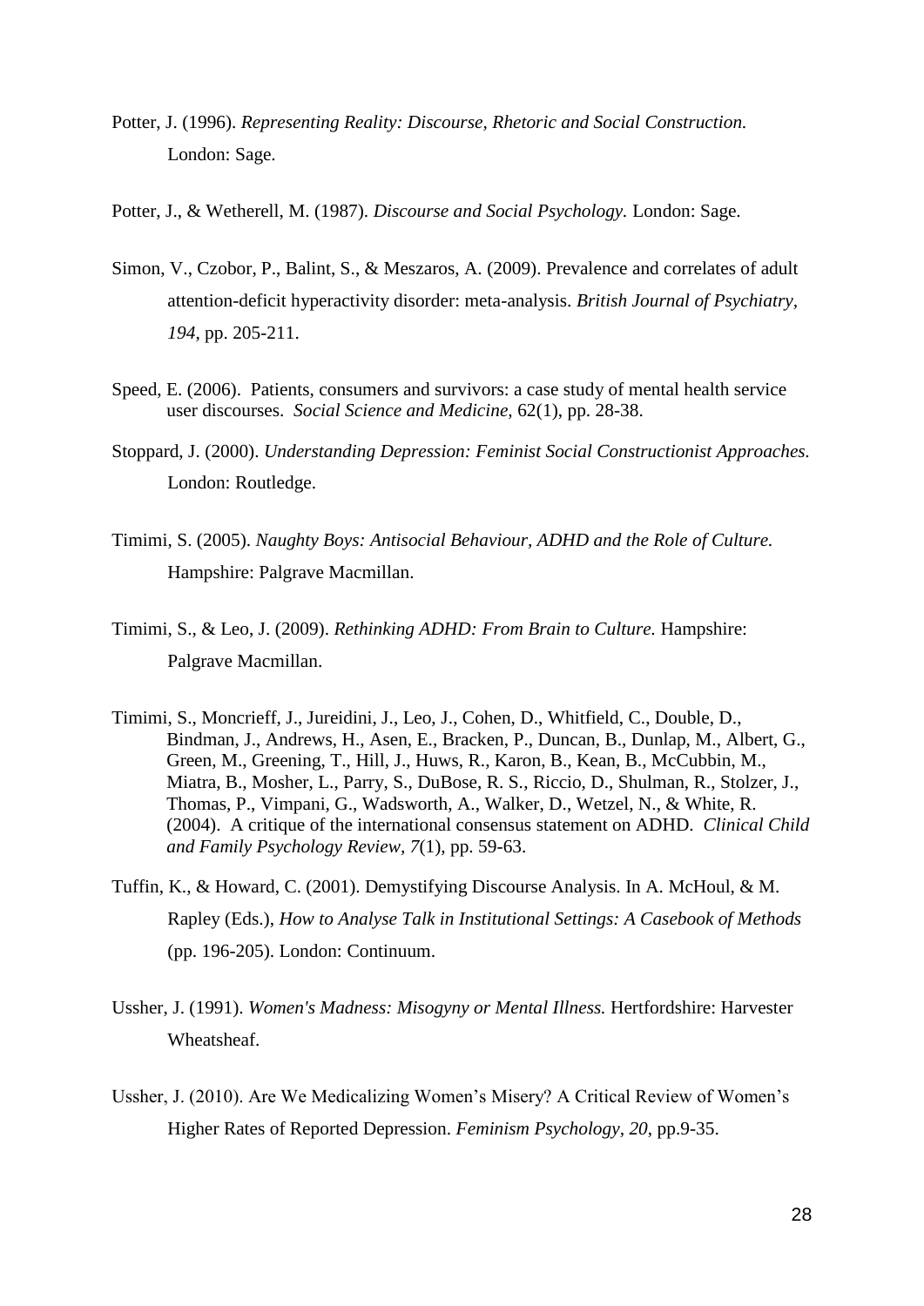Potter, J. (1996). *Representing Reality: Discourse, Rhetoric and Social Construction.* London: Sage.

Potter, J., & Wetherell, M. (1987). *Discourse and Social Psychology.* London: Sage.

Simon, V., Czobor, P., Balint, S., & Meszaros, A. (2009). Prevalence and correlates of adult attention-deficit hyperactivity disorder: meta-analysis. *British Journal of Psychiatry, 194*, pp. 205-211.

Speed, E. (2006). Patients, consumers and survivors: a case study of mental health service user discourses. *Social Science and Medicine*, 62(1), pp. 28-38.

Stoppard, J. (2000). *Understanding Depression: Feminist Social Constructionist Approaches.* London: Routledge.

Timimi, S. (2005). *Naughty Boys: Antisocial Behaviour, ADHD and the Role of Culture.* Hampshire: Palgrave Macmillan.

Timimi, S., & Leo, J. (2009). *Rethinking ADHD: From Brain to Culture.* Hampshire: Palgrave Macmillan.

Timimi, S., Moncrieff, J., Jureidini, J., Leo, J., Cohen, D., Whitfield, C., Double, D., Bindman, J., Andrews, H., Asen, E., Bracken, P., Duncan, B., Dunlap, M., Albert, G., Green, M., Greening, T., Hill, J., Huws, R., Karon, B., Kean, B., McCubbin, M., Miatra, B., Mosher, L., Parry, S., DuBose, R. S., Riccio, D., Shulman, R., Stolzer, J., Thomas, P., Vimpani, G., Wadsworth, A., Walker, D., Wetzel, N., & White, R. (2004). A critique of the international consensus statement on ADHD. *Clinical Child and Family Psychology Review, 7*(1), pp. 59-63.

Tuffin, K., & Howard, C. (2001). Demystifying Discourse Analysis. In A. McHoul, & M. Rapley (Eds.), *How to Analyse Talk in Institutional Settings: A Casebook of Methods* (pp. 196-205). London: Continuum.

Ussher, J. (1991). *Women's Madness: Misogyny or Mental Illness.* Hertfordshire: Harvester Wheatsheaf.

Ussher, J. (2010). Are We Medicalizing Women's Misery? A Critical Review of Women's Higher Rates of Reported Depression. *Feminism Psychology, 20*, pp.9-35.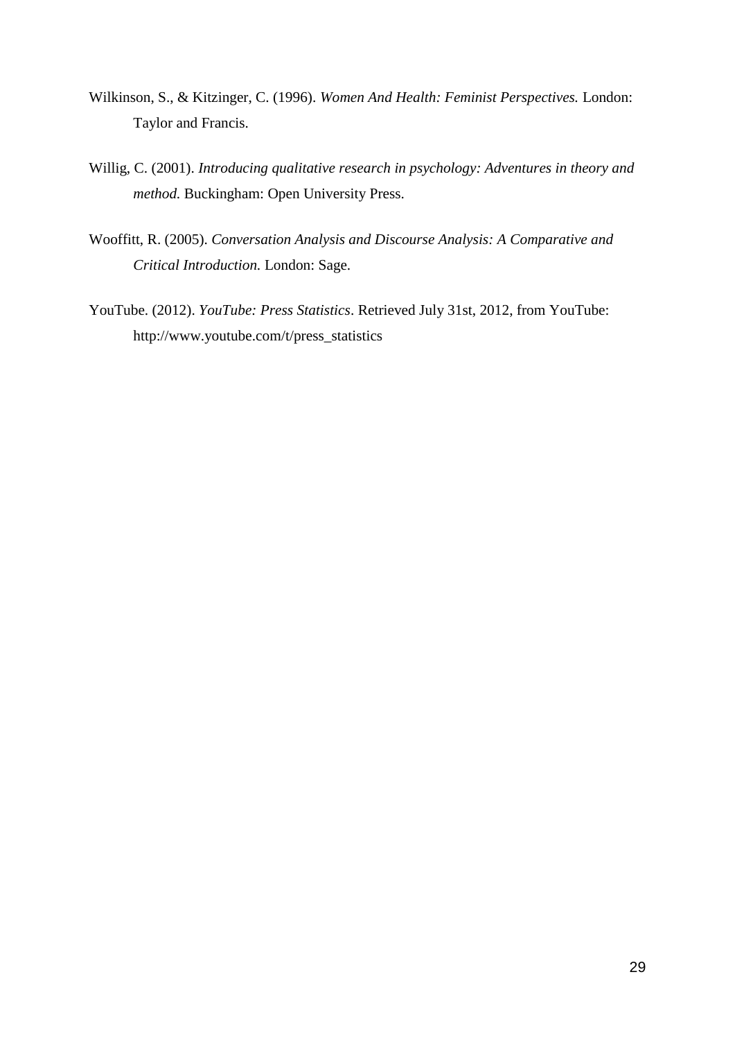Wilkinson, S., & Kitzinger, C. (1996). *Women And Health: Feminist Perspectives.* London: Taylor and Francis.

Willig, C. (2001). *Introducing qualitative research in psychology: Adventures in theory and method.* Buckingham: Open University Press.

Wooffitt, R. (2005). *Conversation Analysis and Discourse Analysis: A Comparative and Critical Introduction.* London: Sage.

YouTube. (2012). *YouTube: Press Statistics*. Retrieved July 31st, 2012, from YouTube: http://www.youtube.com/t/press_statistics